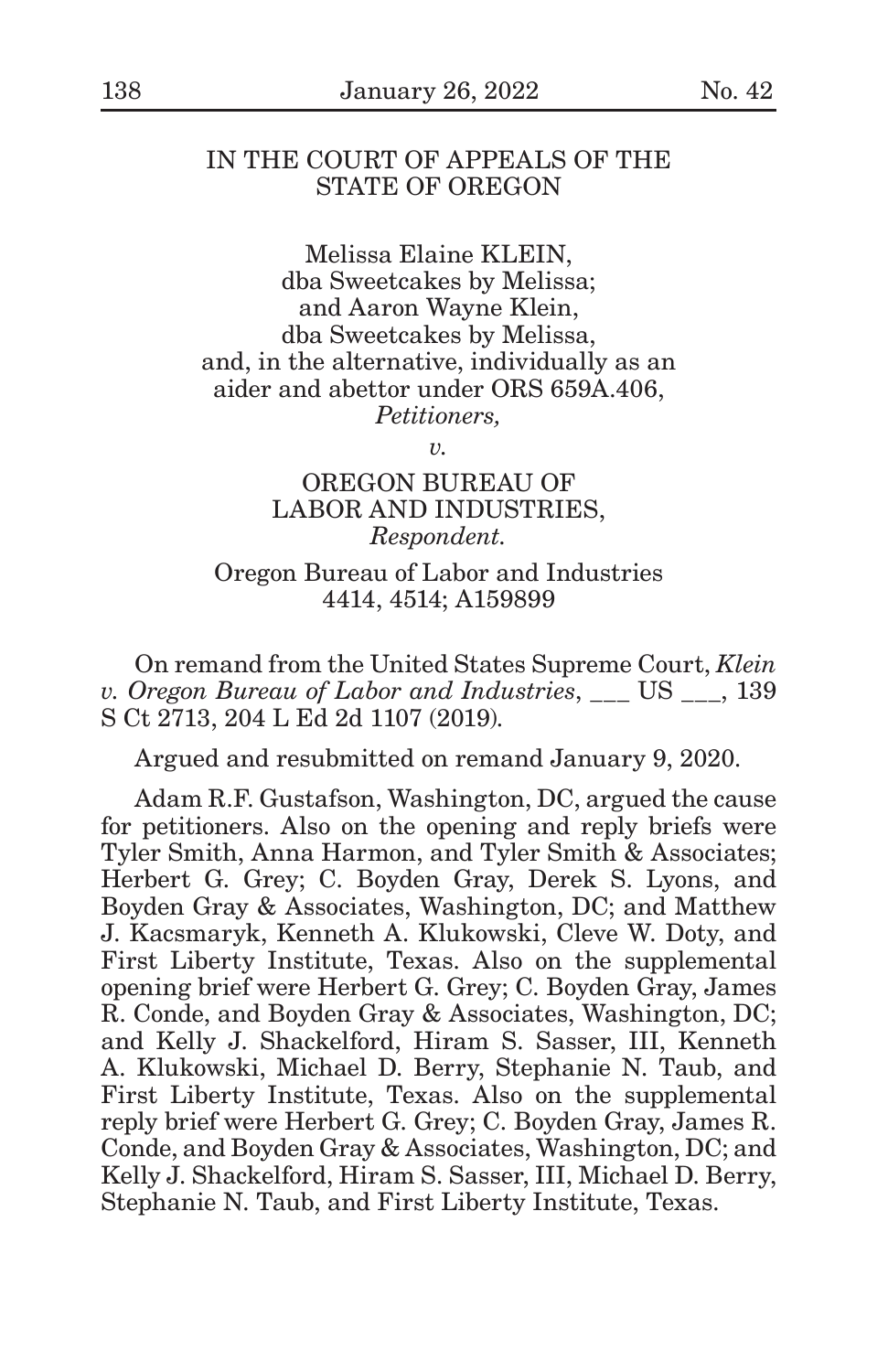IN THE COURT OF APPEALS OF THE STATE OF OREGON

Melissa Elaine KLEIN,
dba Sweetcakes by Melissa;
and Aaron Wayne Klein,
dba Sweetcakes by Melissa,
and, in the alternative, individually as an
aider and abettor under ORS 659A.406,
*Petitioners,*

*v.*

OREGON BUREAU OF
LABOR AND INDUSTRIES,
*Respondent.*

Oregon Bureau of Labor and Industries
4414, 4514; A159899

On remand from the United States Supreme Court, *Klein v. Oregon Bureau of Labor and Industries*, ___ US ___, 139 S Ct 2713, 204 L Ed 2d 1107 (2019).

Argued and resubmitted on remand January 9, 2020.

Adam R.F. Gustafson, Washington, DC, argued the cause for petitioners. Also on the opening and reply briefs were Tyler Smith, Anna Harmon, and Tyler Smith & Associates; Herbert G. Grey; C. Boyden Gray, Derek S. Lyons, and Boyden Gray & Associates, Washington, DC; and Matthew J. Kacsmaryk, Kenneth A. Klukowski, Cleve W. Doty, and First Liberty Institute, Texas. Also on the supplemental opening brief were Herbert G. Grey; C. Boyden Gray, James R. Conde, and Boyden Gray & Associates, Washington, DC; and Kelly J. Shackelford, Hiram S. Sasser, III, Kenneth A. Klukowski, Michael D. Berry, Stephanie N. Taub, and First Liberty Institute, Texas. Also on the supplemental reply brief were Herbert G. Grey; C. Boyden Gray, James R. Conde, and Boyden Gray & Associates, Washington, DC; and Kelly J. Shackelford, Hiram S. Sasser, III, Michael D. Berry, Stephanie N. Taub, and First Liberty Institute, Texas.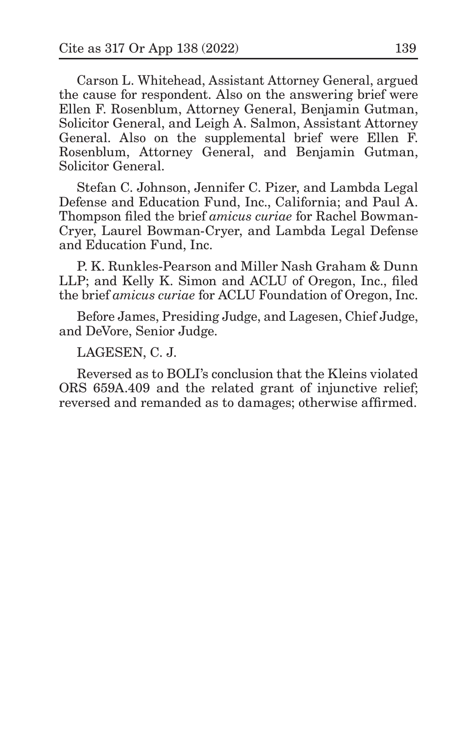Carson L. Whitehead, Assistant Attorney General, argued the cause for respondent. Also on the answering brief were Ellen F. Rosenblum, Attorney General, Benjamin Gutman, Solicitor General, and Leigh A. Salmon, Assistant Attorney General. Also on the supplemental brief were Ellen F. Rosenblum, Attorney General, and Benjamin Gutman, Solicitor General.

Stefan C. Johnson, Jennifer C. Pizer, and Lambda Legal Defense and Education Fund, Inc., California; and Paul A. Thompson filed the brief *amicus curiae* for Rachel Bowman-Cryer, Laurel Bowman-Cryer, and Lambda Legal Defense and Education Fund, Inc.

P. K. Runkles-Pearson and Miller Nash Graham & Dunn LLP; and Kelly K. Simon and ACLU of Oregon, Inc., filed the brief *amicus curiae* for ACLU Foundation of Oregon, Inc.

Before James, Presiding Judge, and Lagesen, Chief Judge, and DeVore, Senior Judge.

LAGESEN, C. J.

Reversed as to BOLI's conclusion that the Kleins violated ORS 659A.409 and the related grant of injunctive relief; reversed and remanded as to damages; otherwise affirmed.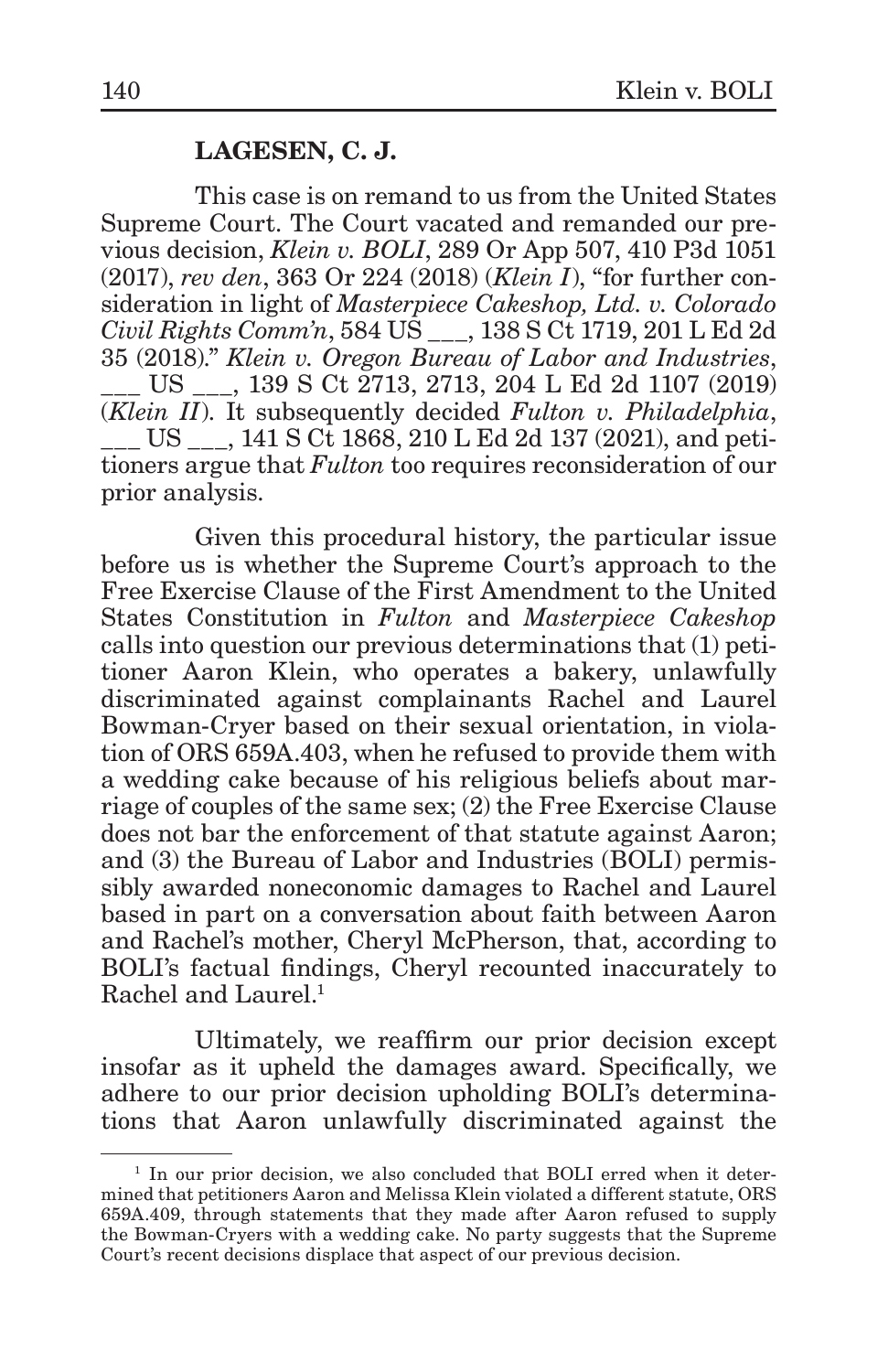**LAGESEN, C. J.**

This case is on remand to us from the United States Supreme Court. The Court vacated and remanded our previous decision, *Klein v. BOLI*, 289 Or App 507, 410 P3d 1051 (2017), *rev den*, 363 Or 224 (2018) (*Klein I*), "for further consideration in light of *Masterpiece Cakeshop, Ltd. v. Colorado Civil Rights Comm'n*, 584 US ___, 138 S Ct 1719, 201 L Ed 2d 35 (2018)." *Klein v. Oregon Bureau of Labor and Industries*, ___ US ___, 139 S Ct 2713, 2713, 204 L Ed 2d 1107 (2019) (*Klein II*). It subsequently decided *Fulton v. Philadelphia*, ___ US ___, 141 S Ct 1868, 210 L Ed 2d 137 (2021), and petitioners argue that *Fulton* too requires reconsideration of our prior analysis.

Given this procedural history, the particular issue before us is whether the Supreme Court's approach to the Free Exercise Clause of the First Amendment to the United States Constitution in *Fulton* and *Masterpiece Cakeshop* calls into question our previous determinations that (1) petitioner Aaron Klein, who operates a bakery, unlawfully discriminated against complainants Rachel and Laurel Bowman-Cryer based on their sexual orientation, in violation of ORS 659A.403, when he refused to provide them with a wedding cake because of his religious beliefs about marriage of couples of the same sex; (2) the Free Exercise Clause does not bar the enforcement of that statute against Aaron; and (3) the Bureau of Labor and Industries (BOLI) permissibly awarded noneconomic damages to Rachel and Laurel based in part on a conversation about faith between Aaron and Rachel's mother, Cheryl McPherson, that, according to BOLI's factual findings, Cheryl recounted inaccurately to Rachel and Laurel.[1]

Ultimately, we reaffirm our prior decision except insofar as it upheld the damages award. Specifically, we adhere to our prior decision upholding BOLI's determinations that Aaron unlawfully discriminated against the

---

[1] In our prior decision, we also concluded that BOLI erred when it determined that petitioners Aaron and Melissa Klein violated a different statute, ORS 659A.409, through statements that they made after Aaron refused to supply the Bowman-Cryers with a wedding cake. No party suggests that the Supreme Court's recent decisions displace that aspect of our previous decision.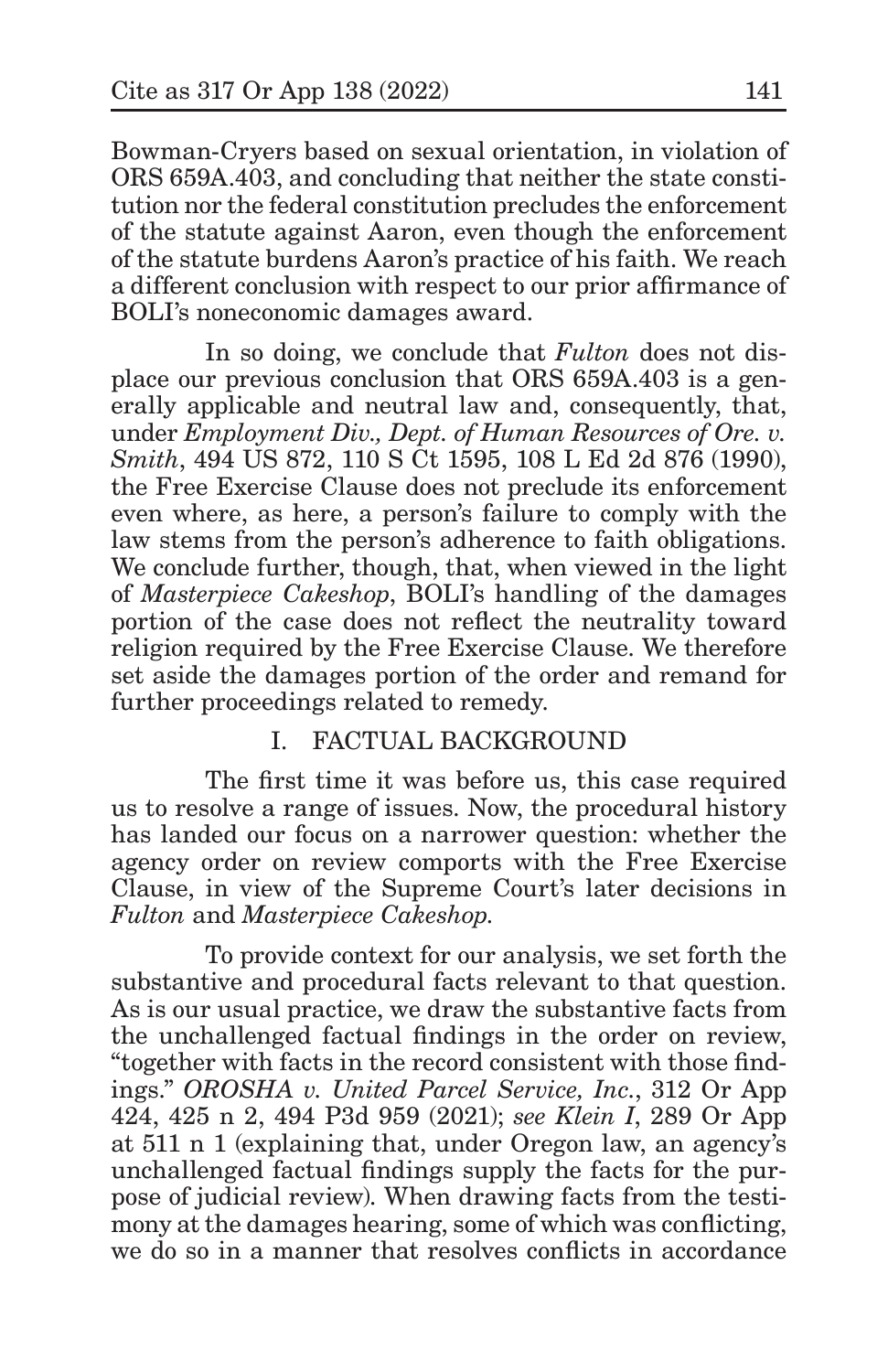Bowman-Cryers based on sexual orientation, in violation of ORS 659A.403, and concluding that neither the state constitution nor the federal constitution precludes the enforcement of the statute against Aaron, even though the enforcement of the statute burdens Aaron's practice of his faith. We reach a different conclusion with respect to our prior affirmance of BOLI's noneconomic damages award.

In so doing, we conclude that *Fulton* does not displace our previous conclusion that ORS 659A.403 is a generally applicable and neutral law and, consequently, that, under *Employment Div., Dept. of Human Resources of Ore. v. Smith*, 494 US 872, 110 S Ct 1595, 108 L Ed 2d 876 (1990), the Free Exercise Clause does not preclude its enforcement even where, as here, a person's failure to comply with the law stems from the person's adherence to faith obligations. We conclude further, though, that, when viewed in the light of *Masterpiece Cakeshop*, BOLI's handling of the damages portion of the case does not reflect the neutrality toward religion required by the Free Exercise Clause. We therefore set aside the damages portion of the order and remand for further proceedings related to remedy.

## I. FACTUAL BACKGROUND

The first time it was before us, this case required us to resolve a range of issues. Now, the procedural history has landed our focus on a narrower question: whether the agency order on review comports with the Free Exercise Clause, in view of the Supreme Court's later decisions in *Fulton* and *Masterpiece Cakeshop.*

To provide context for our analysis, we set forth the substantive and procedural facts relevant to that question. As is our usual practice, we draw the substantive facts from the unchallenged factual findings in the order on review, "together with facts in the record consistent with those findings." *OROSHA v. United Parcel Service, Inc.*, 312 Or App 424, 425 n 2, 494 P3d 959 (2021); *see Klein I*, 289 Or App at 511 n 1 (explaining that, under Oregon law, an agency's unchallenged factual findings supply the facts for the purpose of judicial review). When drawing facts from the testimony at the damages hearing, some of which was conflicting, we do so in a manner that resolves conflicts in accordance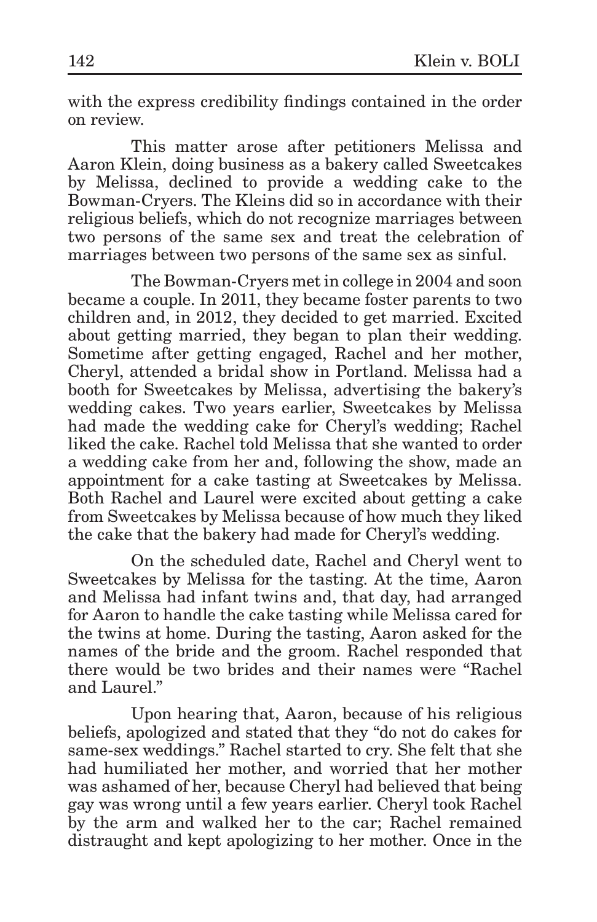with the express credibility findings contained in the order on review.

This matter arose after petitioners Melissa and Aaron Klein, doing business as a bakery called Sweetcakes by Melissa, declined to provide a wedding cake to the Bowman-Cryers. The Kleins did so in accordance with their religious beliefs, which do not recognize marriages between two persons of the same sex and treat the celebration of marriages between two persons of the same sex as sinful.

The Bowman-Cryers met in college in 2004 and soon became a couple. In 2011, they became foster parents to two children and, in 2012, they decided to get married. Excited about getting married, they began to plan their wedding. Sometime after getting engaged, Rachel and her mother, Cheryl, attended a bridal show in Portland. Melissa had a booth for Sweetcakes by Melissa, advertising the bakery's wedding cakes. Two years earlier, Sweetcakes by Melissa had made the wedding cake for Cheryl's wedding; Rachel liked the cake. Rachel told Melissa that she wanted to order a wedding cake from her and, following the show, made an appointment for a cake tasting at Sweetcakes by Melissa. Both Rachel and Laurel were excited about getting a cake from Sweetcakes by Melissa because of how much they liked the cake that the bakery had made for Cheryl's wedding.

On the scheduled date, Rachel and Cheryl went to Sweetcakes by Melissa for the tasting. At the time, Aaron and Melissa had infant twins and, that day, had arranged for Aaron to handle the cake tasting while Melissa cared for the twins at home. During the tasting, Aaron asked for the names of the bride and the groom. Rachel responded that there would be two brides and their names were "Rachel and Laurel."

Upon hearing that, Aaron, because of his religious beliefs, apologized and stated that they "do not do cakes for same-sex weddings." Rachel started to cry. She felt that she had humiliated her mother, and worried that her mother was ashamed of her, because Cheryl had believed that being gay was wrong until a few years earlier. Cheryl took Rachel by the arm and walked her to the car; Rachel remained distraught and kept apologizing to her mother. Once in the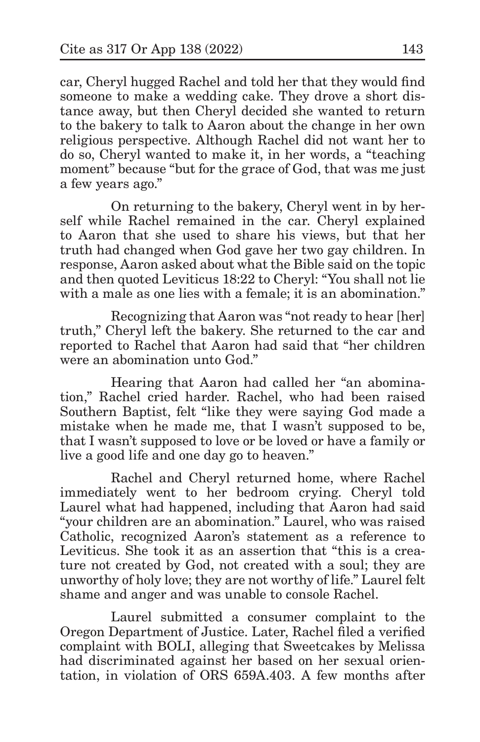car, Cheryl hugged Rachel and told her that they would find someone to make a wedding cake. They drove a short distance away, but then Cheryl decided she wanted to return to the bakery to talk to Aaron about the change in her own religious perspective. Although Rachel did not want her to do so, Cheryl wanted to make it, in her words, a "teaching moment" because "but for the grace of God, that was me just a few years ago."

On returning to the bakery, Cheryl went in by herself while Rachel remained in the car. Cheryl explained to Aaron that she used to share his views, but that her truth had changed when God gave her two gay children. In response, Aaron asked about what the Bible said on the topic and then quoted Leviticus 18:22 to Cheryl: "You shall not lie with a male as one lies with a female; it is an abomination."

Recognizing that Aaron was "not ready to hear [her] truth," Cheryl left the bakery. She returned to the car and reported to Rachel that Aaron had said that "her children were an abomination unto God."

Hearing that Aaron had called her "an abomination," Rachel cried harder. Rachel, who had been raised Southern Baptist, felt "like they were saying God made a mistake when he made me, that I wasn't supposed to be, that I wasn't supposed to love or be loved or have a family or live a good life and one day go to heaven."

Rachel and Cheryl returned home, where Rachel immediately went to her bedroom crying. Cheryl told Laurel what had happened, including that Aaron had said "your children are an abomination." Laurel, who was raised Catholic, recognized Aaron's statement as a reference to Leviticus. She took it as an assertion that "this is a creature not created by God, not created with a soul; they are unworthy of holy love; they are not worthy of life." Laurel felt shame and anger and was unable to console Rachel.

Laurel submitted a consumer complaint to the Oregon Department of Justice. Later, Rachel filed a verified complaint with BOLI, alleging that Sweetcakes by Melissa had discriminated against her based on her sexual orientation, in violation of ORS 659A.403. A few months after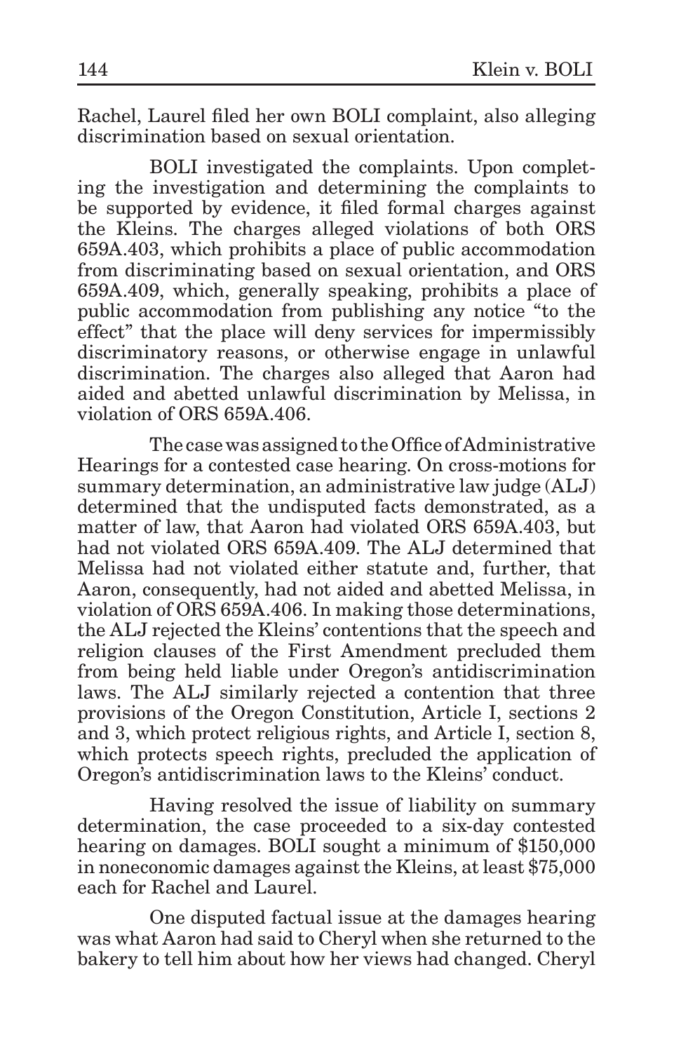Rachel, Laurel filed her own BOLI complaint, also alleging discrimination based on sexual orientation.

BOLI investigated the complaints. Upon completing the investigation and determining the complaints to be supported by evidence, it filed formal charges against the Kleins. The charges alleged violations of both ORS 659A.403, which prohibits a place of public accommodation from discriminating based on sexual orientation, and ORS 659A.409, which, generally speaking, prohibits a place of public accommodation from publishing any notice "to the effect" that the place will deny services for impermissibly discriminatory reasons, or otherwise engage in unlawful discrimination. The charges also alleged that Aaron had aided and abetted unlawful discrimination by Melissa, in violation of ORS 659A.406.

The case was assigned to the Office of Administrative Hearings for a contested case hearing. On cross-motions for summary determination, an administrative law judge (ALJ) determined that the undisputed facts demonstrated, as a matter of law, that Aaron had violated ORS 659A.403, but had not violated ORS 659A.409. The ALJ determined that Melissa had not violated either statute and, further, that Aaron, consequently, had not aided and abetted Melissa, in violation of ORS 659A.406. In making those determinations, the ALJ rejected the Kleins' contentions that the speech and religion clauses of the First Amendment precluded them from being held liable under Oregon's antidiscrimination laws. The ALJ similarly rejected a contention that three provisions of the Oregon Constitution, Article I, sections 2 and 3, which protect religious rights, and Article I, section 8, which protects speech rights, precluded the application of Oregon's antidiscrimination laws to the Kleins' conduct.

Having resolved the issue of liability on summary determination, the case proceeded to a six-day contested hearing on damages. BOLI sought a minimum of $150,000 in noneconomic damages against the Kleins, at least $75,000 each for Rachel and Laurel.

One disputed factual issue at the damages hearing was what Aaron had said to Cheryl when she returned to the bakery to tell him about how her views had changed. Cheryl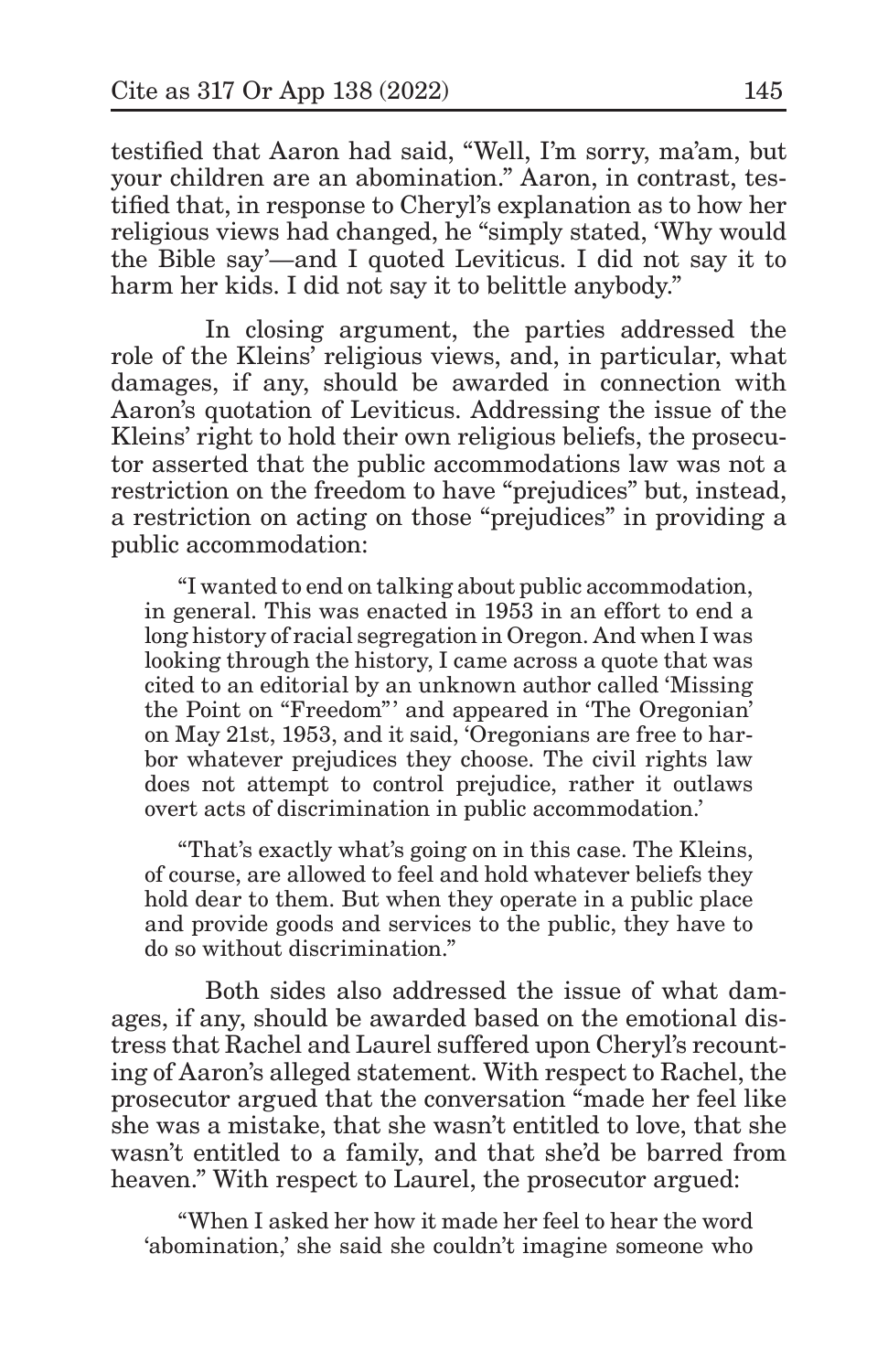testified that Aaron had said, "Well, I'm sorry, ma'am, but your children are an abomination." Aaron, in contrast, testified that, in response to Cheryl's explanation as to how her religious views had changed, he "simply stated, 'Why would the Bible say'—and I quoted Leviticus. I did not say it to harm her kids. I did not say it to belittle anybody."

In closing argument, the parties addressed the role of the Kleins' religious views, and, in particular, what damages, if any, should be awarded in connection with Aaron's quotation of Leviticus. Addressing the issue of the Kleins' right to hold their own religious beliefs, the prosecutor asserted that the public accommodations law was not a restriction on the freedom to have "prejudices" but, instead, a restriction on acting on those "prejudices" in providing a public accommodation:

> "I wanted to end on talking about public accommodation, in general. This was enacted in 1953 in an effort to end a long history of racial segregation in Oregon. And when I was looking through the history, I came across a quote that was cited to an editorial by an unknown author called 'Missing the Point on "Freedom"' and appeared in 'The Oregonian' on May 21st, 1953, and it said, 'Oregonians are free to harbor whatever prejudices they choose. The civil rights law does not attempt to control prejudice, rather it outlaws overt acts of discrimination in public accommodation.'
>
> "That's exactly what's going on in this case. The Kleins, of course, are allowed to feel and hold whatever beliefs they hold dear to them. But when they operate in a public place and provide goods and services to the public, they have to do so without discrimination."

Both sides also addressed the issue of what damages, if any, should be awarded based on the emotional distress that Rachel and Laurel suffered upon Cheryl's recounting of Aaron's alleged statement. With respect to Rachel, the prosecutor argued that the conversation "made her feel like she was a mistake, that she wasn't entitled to love, that she wasn't entitled to a family, and that she'd be barred from heaven." With respect to Laurel, the prosecutor argued:

> "When I asked her how it made her feel to hear the word 'abomination,' she said she couldn't imagine someone who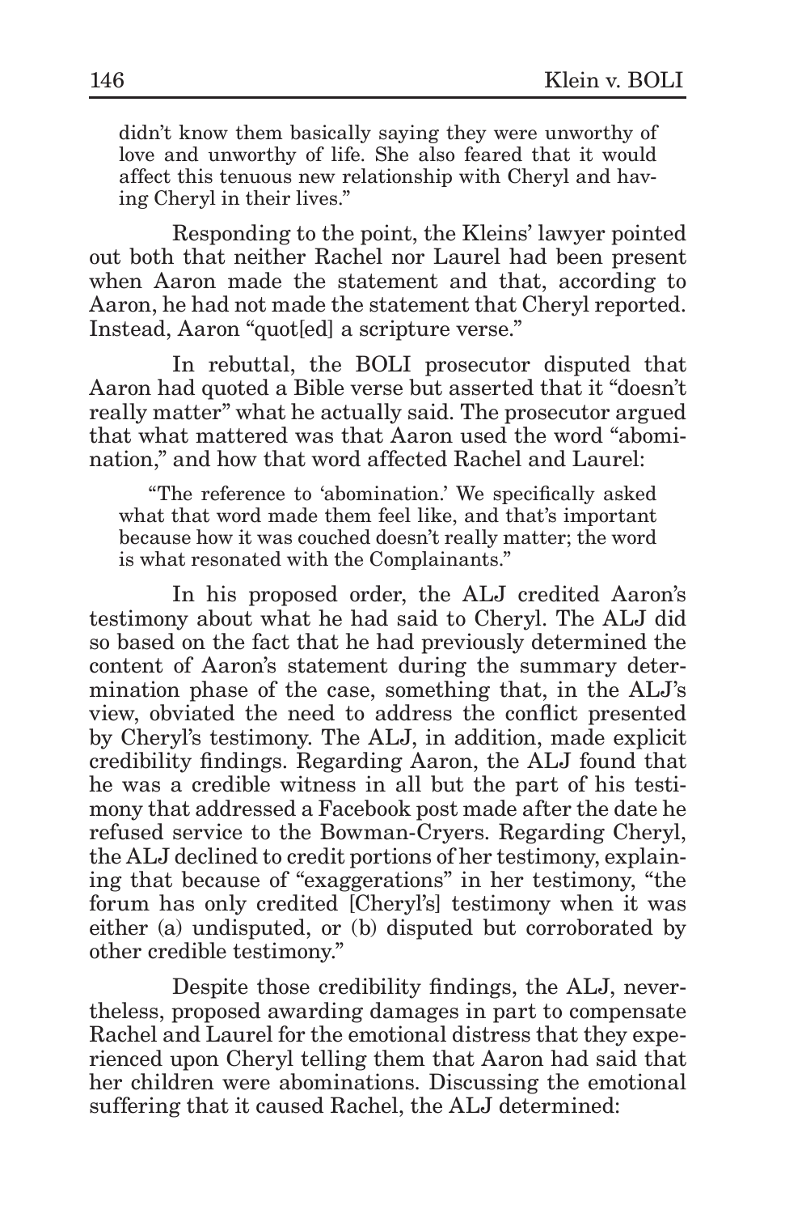didn't know them basically saying they were unworthy of love and unworthy of life. She also feared that it would affect this tenuous new relationship with Cheryl and having Cheryl in their lives."

Responding to the point, the Kleins' lawyer pointed out both that neither Rachel nor Laurel had been present when Aaron made the statement and that, according to Aaron, he had not made the statement that Cheryl reported. Instead, Aaron "quot[ed] a scripture verse."

In rebuttal, the BOLI prosecutor disputed that Aaron had quoted a Bible verse but asserted that it "doesn't really matter" what he actually said. The prosecutor argued that what mattered was that Aaron used the word "abomination," and how that word affected Rachel and Laurel:

> "The reference to 'abomination.' We specifically asked what that word made them feel like, and that's important because how it was couched doesn't really matter; the word is what resonated with the Complainants."

In his proposed order, the ALJ credited Aaron's testimony about what he had said to Cheryl. The ALJ did so based on the fact that he had previously determined the content of Aaron's statement during the summary determination phase of the case, something that, in the ALJ's view, obviated the need to address the conflict presented by Cheryl's testimony. The ALJ, in addition, made explicit credibility findings. Regarding Aaron, the ALJ found that he was a credible witness in all but the part of his testimony that addressed a Facebook post made after the date he refused service to the Bowman-Cryers. Regarding Cheryl, the ALJ declined to credit portions of her testimony, explaining that because of "exaggerations" in her testimony, "the forum has only credited [Cheryl's] testimony when it was either (a) undisputed, or (b) disputed but corroborated by other credible testimony."

Despite those credibility findings, the ALJ, nevertheless, proposed awarding damages in part to compensate Rachel and Laurel for the emotional distress that they experienced upon Cheryl telling them that Aaron had said that her children were abominations. Discussing the emotional suffering that it caused Rachel, the ALJ determined: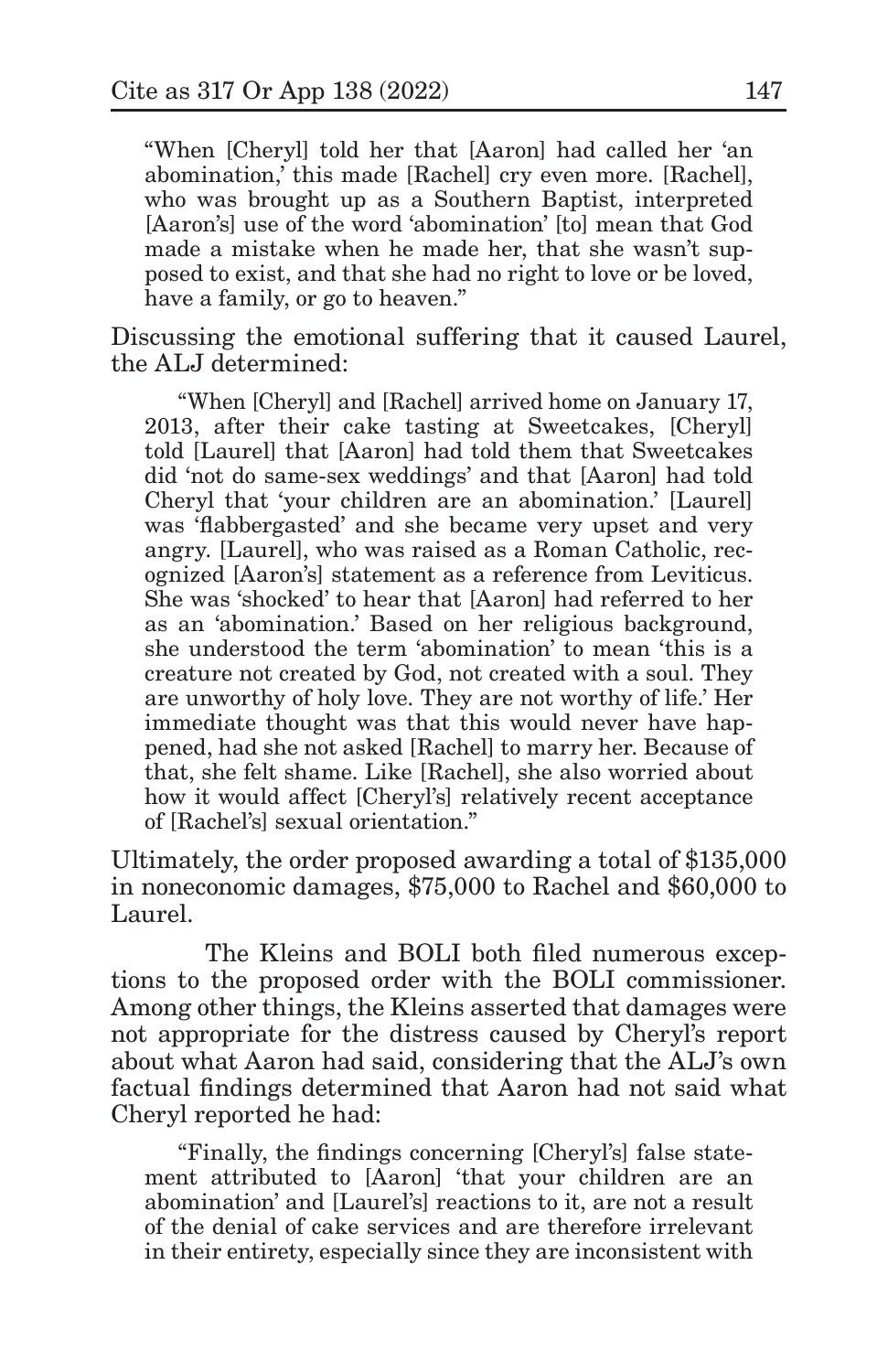> "When [Cheryl] told her that [Aaron] had called her 'an abomination,' this made [Rachel] cry even more. [Rachel], who was brought up as a Southern Baptist, interpreted [Aaron's] use of the word 'abomination' [to] mean that God made a mistake when he made her, that she wasn't supposed to exist, and that she had no right to love or be loved, have a family, or go to heaven."

Discussing the emotional suffering that it caused Laurel, the ALJ determined:

> "When [Cheryl] and [Rachel] arrived home on January 17, 2013, after their cake tasting at Sweetcakes, [Cheryl] told [Laurel] that [Aaron] had told them that Sweetcakes did 'not do same-sex weddings' and that [Aaron] had told Cheryl that 'your children are an abomination.' [Laurel] was 'flabbergasted' and she became very upset and very angry. [Laurel], who was raised as a Roman Catholic, recognized [Aaron's] statement as a reference from Leviticus. She was 'shocked' to hear that [Aaron] had referred to her as an 'abomination.' Based on her religious background, she understood the term 'abomination' to mean 'this is a creature not created by God, not created with a soul. They are unworthy of holy love. They are not worthy of life.' Her immediate thought was that this would never have happened, had she not asked [Rachel] to marry her. Because of that, she felt shame. Like [Rachel], she also worried about how it would affect [Cheryl's] relatively recent acceptance of [Rachel's] sexual orientation."

Ultimately, the order proposed awarding a total of $135,000 in noneconomic damages, $75,000 to Rachel and $60,000 to Laurel.

The Kleins and BOLI both filed numerous exceptions to the proposed order with the BOLI commissioner. Among other things, the Kleins asserted that damages were not appropriate for the distress caused by Cheryl's report about what Aaron had said, considering that the ALJ's own factual findings determined that Aaron had not said what Cheryl reported he had:

> "Finally, the findings concerning [Cheryl's] false statement attributed to [Aaron] 'that your children are an abomination' and [Laurel's] reactions to it, are not a result of the denial of cake services and are therefore irrelevant in their entirety, especially since they are inconsistent with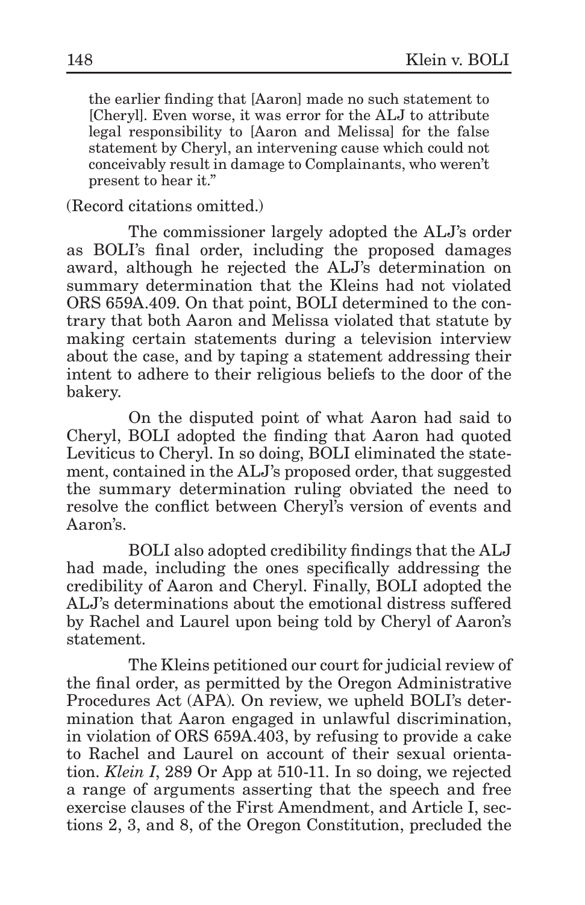> the earlier finding that [Aaron] made no such statement to [Cheryl]. Even worse, it was error for the ALJ to attribute legal responsibility to [Aaron and Melissa] for the false statement by Cheryl, an intervening cause which could not conceivably result in damage to Complainants, who weren't present to hear it."

(Record citations omitted.)

The commissioner largely adopted the ALJ's order as BOLI's final order, including the proposed damages award, although he rejected the ALJ's determination on summary determination that the Kleins had not violated ORS 659A.409. On that point, BOLI determined to the contrary that both Aaron and Melissa violated that statute by making certain statements during a television interview about the case, and by taping a statement addressing their intent to adhere to their religious beliefs to the door of the bakery.

On the disputed point of what Aaron had said to Cheryl, BOLI adopted the finding that Aaron had quoted Leviticus to Cheryl. In so doing, BOLI eliminated the statement, contained in the ALJ's proposed order, that suggested the summary determination ruling obviated the need to resolve the conflict between Cheryl's version of events and Aaron's.

BOLI also adopted credibility findings that the ALJ had made, including the ones specifically addressing the credibility of Aaron and Cheryl. Finally, BOLI adopted the ALJ's determinations about the emotional distress suffered by Rachel and Laurel upon being told by Cheryl of Aaron's statement.

The Kleins petitioned our court for judicial review of the final order, as permitted by the Oregon Administrative Procedures Act (APA). On review, we upheld BOLI's determination that Aaron engaged in unlawful discrimination, in violation of ORS 659A.403, by refusing to provide a cake to Rachel and Laurel on account of their sexual orientation. *Klein I*, 289 Or App at 510-11. In so doing, we rejected a range of arguments asserting that the speech and free exercise clauses of the First Amendment, and Article I, sections 2, 3, and 8, of the Oregon Constitution, precluded the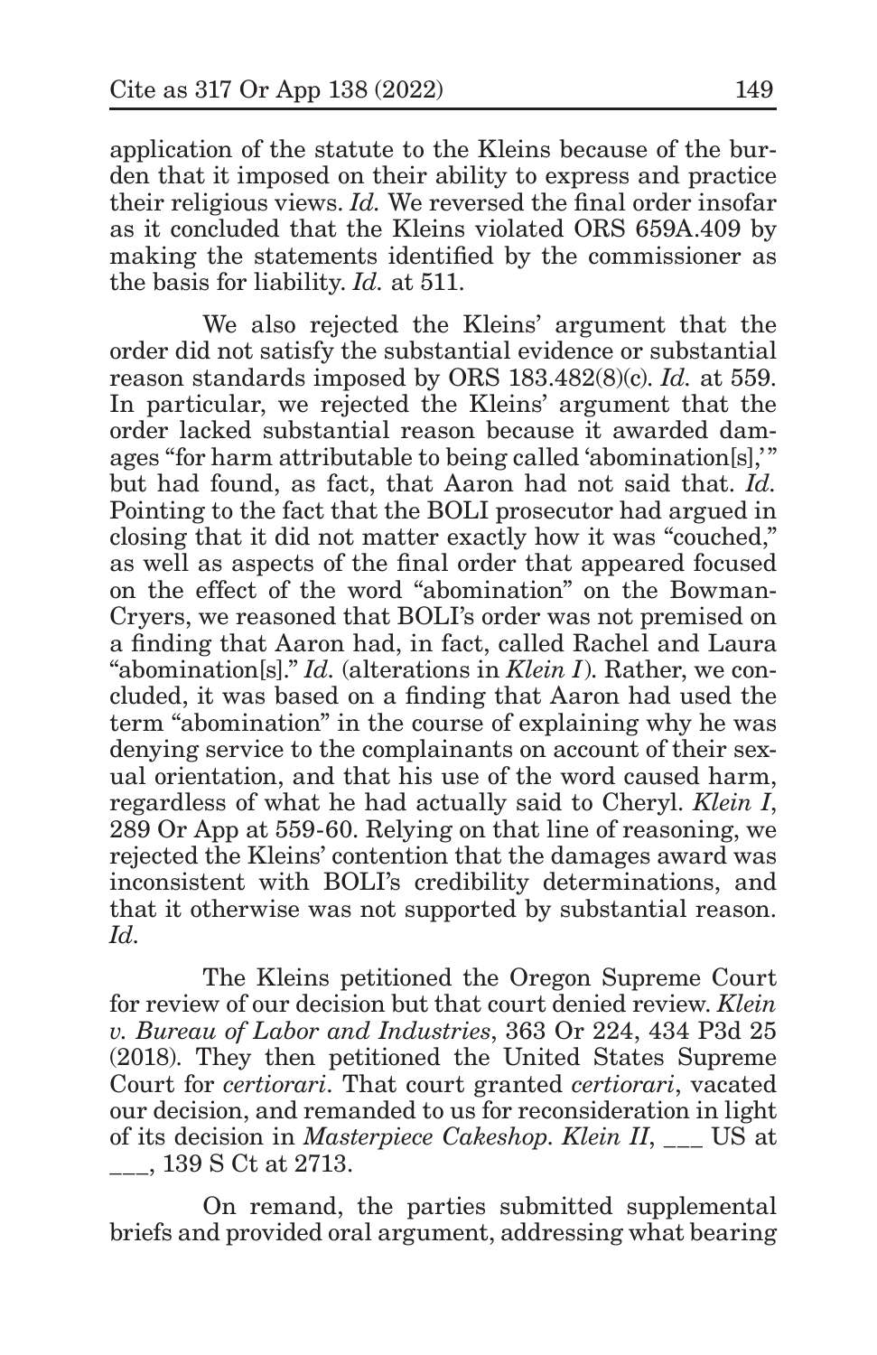application of the statute to the Kleins because of the burden that it imposed on their ability to express and practice their religious views. *Id.* We reversed the final order insofar as it concluded that the Kleins violated ORS 659A.409 by making the statements identified by the commissioner as the basis for liability. *Id.* at 511.

We also rejected the Kleins' argument that the order did not satisfy the substantial evidence or substantial reason standards imposed by ORS 183.482(8)(c). *Id.* at 559. In particular, we rejected the Kleins' argument that the order lacked substantial reason because it awarded damages "for harm attributable to being called 'abomination[s],'" but had found, as fact, that Aaron had not said that. *Id.* Pointing to the fact that the BOLI prosecutor had argued in closing that it did not matter exactly how it was "couched," as well as aspects of the final order that appeared focused on the effect of the word "abomination" on the Bowman-Cryers, we reasoned that BOLI's order was not premised on a finding that Aaron had, in fact, called Rachel and Laura "abomination[s]." *Id.* (alterations in *Klein I*). Rather, we concluded, it was based on a finding that Aaron had used the term "abomination" in the course of explaining why he was denying service to the complainants on account of their sexual orientation, and that his use of the word caused harm, regardless of what he had actually said to Cheryl. *Klein I*, 289 Or App at 559-60. Relying on that line of reasoning, we rejected the Kleins' contention that the damages award was inconsistent with BOLI's credibility determinations, and that it otherwise was not supported by substantial reason. *Id.*

The Kleins petitioned the Oregon Supreme Court for review of our decision but that court denied review. *Klein v. Bureau of Labor and Industries*, 363 Or 224, 434 P3d 25 (2018). They then petitioned the United States Supreme Court for *certiorari*. That court granted *certiorari*, vacated our decision, and remanded to us for reconsideration in light of its decision in *Masterpiece Cakeshop*. *Klein II*, ___ US at ___, 139 S Ct at 2713.

On remand, the parties submitted supplemental briefs and provided oral argument, addressing what bearing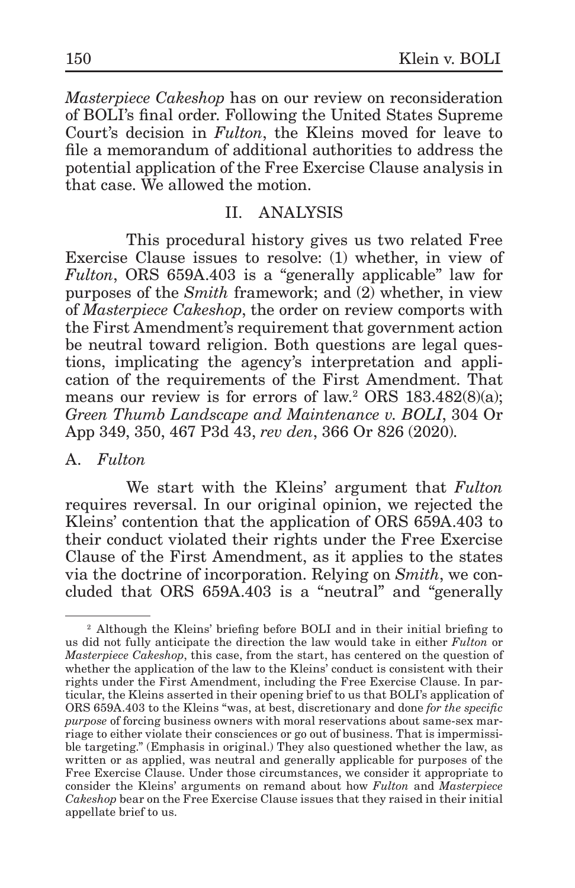*Masterpiece Cakeshop* has on our review on reconsideration of BOLI's final order. Following the United States Supreme Court's decision in *Fulton*, the Kleins moved for leave to file a memorandum of additional authorities to address the potential application of the Free Exercise Clause analysis in that case. We allowed the motion.

## II. ANALYSIS

This procedural history gives us two related Free Exercise Clause issues to resolve: (1) whether, in view of *Fulton*, ORS 659A.403 is a "generally applicable" law for purposes of the *Smith* framework; and (2) whether, in view of *Masterpiece Cakeshop*, the order on review comports with the First Amendment's requirement that government action be neutral toward religion. Both questions are legal questions, implicating the agency's interpretation and application of the requirements of the First Amendment. That means our review is for errors of law.[2] ORS 183.482(8)(a); *Green Thumb Landscape and Maintenance v. BOLI*, 304 Or App 349, 350, 467 P3d 43, *rev den*, 366 Or 826 (2020).

### A. *Fulton*

We start with the Kleins' argument that *Fulton* requires reversal. In our original opinion, we rejected the Kleins' contention that the application of ORS 659A.403 to their conduct violated their rights under the Free Exercise Clause of the First Amendment, as it applies to the states via the doctrine of incorporation. Relying on *Smith*, we concluded that ORS 659A.403 is a "neutral" and "generally

---

[2] Although the Kleins' briefing before BOLI and in their initial briefing to us did not fully anticipate the direction the law would take in either *Fulton* or *Masterpiece Cakeshop*, this case, from the start, has centered on the question of whether the application of the law to the Kleins' conduct is consistent with their rights under the First Amendment, including the Free Exercise Clause. In particular, the Kleins asserted in their opening brief to us that BOLI's application of ORS 659A.403 to the Kleins "was, at best, discretionary and done *for the specific purpose* of forcing business owners with moral reservations about same-sex marriage to either violate their consciences or go out of business. That is impermissible targeting." (Emphasis in original.) They also questioned whether the law, as written or as applied, was neutral and generally applicable for purposes of the Free Exercise Clause. Under those circumstances, we consider it appropriate to consider the Kleins' arguments on remand about how *Fulton* and *Masterpiece Cakeshop* bear on the Free Exercise Clause issues that they raised in their initial appellate brief to us.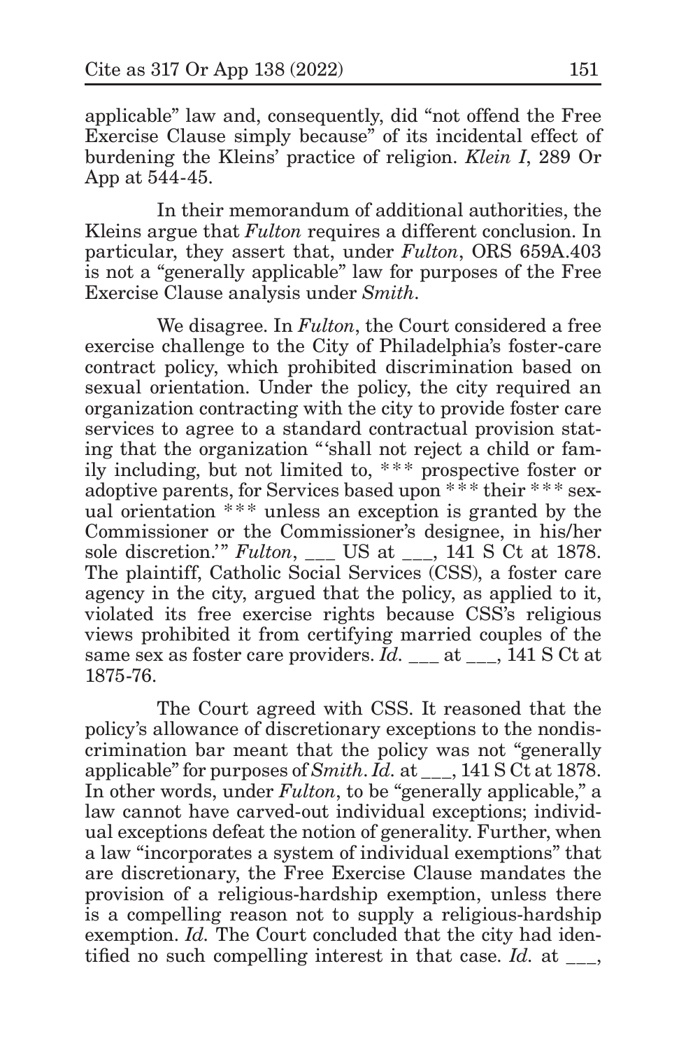applicable" law and, consequently, did "not offend the Free Exercise Clause simply because" of its incidental effect of burdening the Kleins' practice of religion. *Klein I*, 289 Or App at 544-45.

In their memorandum of additional authorities, the Kleins argue that *Fulton* requires a different conclusion. In particular, they assert that, under *Fulton*, ORS 659A.403 is not a "generally applicable" law for purposes of the Free Exercise Clause analysis under *Smith*.

We disagree. In *Fulton*, the Court considered a free exercise challenge to the City of Philadelphia's foster-care contract policy, which prohibited discrimination based on sexual orientation. Under the policy, the city required an organization contracting with the city to provide foster care services to agree to a standard contractual provision stating that the organization "'shall not reject a child or family including, but not limited to, \*\*\* prospective foster or adoptive parents, for Services based upon \*\*\* their \*\*\* sexual orientation \*\*\* unless an exception is granted by the Commissioner or the Commissioner's designee, in his/her sole discretion.'" *Fulton*, \_\_\_ US at \_\_\_, 141 S Ct at 1878. The plaintiff, Catholic Social Services (CSS), a foster care agency in the city, argued that the policy, as applied to it, violated its free exercise rights because CSS's religious views prohibited it from certifying married couples of the same sex as foster care providers. *Id.* \_\_\_ at \_\_\_, 141 S Ct at 1875-76.

The Court agreed with CSS. It reasoned that the policy's allowance of discretionary exceptions to the nondiscrimination bar meant that the policy was not "generally applicable" for purposes of *Smith*. *Id.* at \_\_\_, 141 S Ct at 1878. In other words, under *Fulton*, to be "generally applicable," a law cannot have carved-out individual exceptions; individual exceptions defeat the notion of generality. Further, when a law "incorporates a system of individual exemptions" that are discretionary, the Free Exercise Clause mandates the provision of a religious-hardship exemption, unless there is a compelling reason not to supply a religious-hardship exemption. *Id.* The Court concluded that the city had identified no such compelling interest in that case. *Id.* at \_\_\_,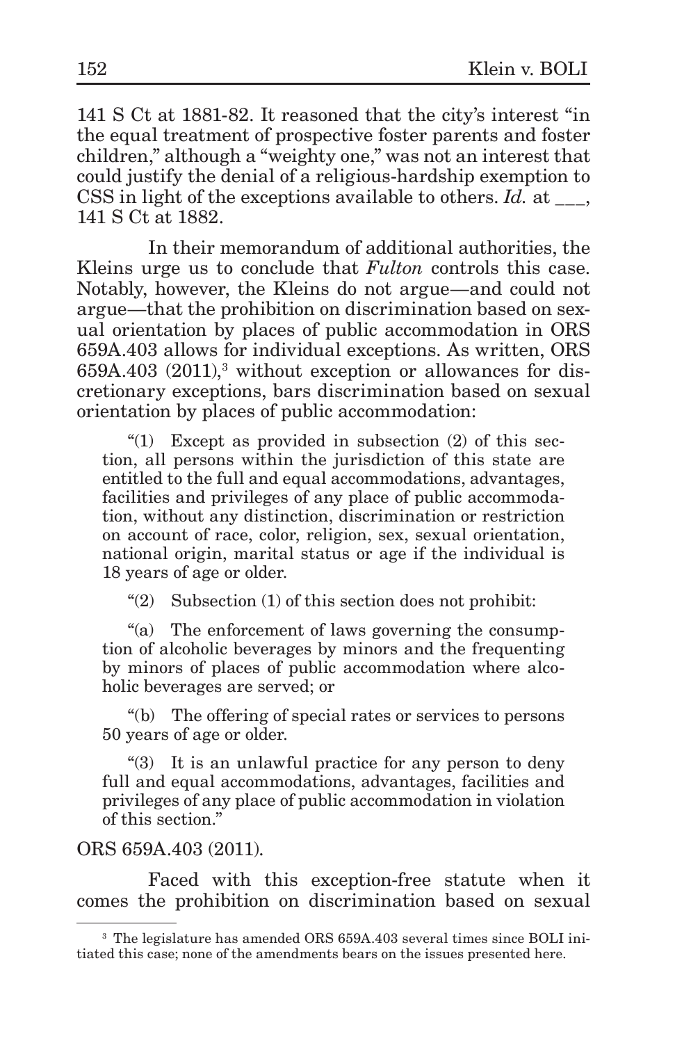141 S Ct at 1881-82. It reasoned that the city's interest "in the equal treatment of prospective foster parents and foster children," although a "weighty one," was not an interest that could justify the denial of a religious-hardship exemption to CSS in light of the exceptions available to others. *Id.* at ___, 141 S Ct at 1882.

In their memorandum of additional authorities, the Kleins urge us to conclude that *Fulton* controls this case. Notably, however, the Kleins do not argue—and could not argue—that the prohibition on discrimination based on sexual orientation by places of public accommodation in ORS 659A.403 allows for individual exceptions. As written, ORS 659A.403 (2011),[3] without exception or allowances for discretionary exceptions, bars discrimination based on sexual orientation by places of public accommodation:

> "(1) Except as provided in subsection (2) of this section, all persons within the jurisdiction of this state are entitled to the full and equal accommodations, advantages, facilities and privileges of any place of public accommodation, without any distinction, discrimination or restriction on account of race, color, religion, sex, sexual orientation, national origin, marital status or age if the individual is 18 years of age or older.
>
> "(2) Subsection (1) of this section does not prohibit:
>
> "(a) The enforcement of laws governing the consumption of alcoholic beverages by minors and the frequenting by minors of places of public accommodation where alcoholic beverages are served; or
>
> "(b) The offering of special rates or services to persons 50 years of age or older.
>
> "(3) It is an unlawful practice for any person to deny full and equal accommodations, advantages, facilities and privileges of any place of public accommodation in violation of this section."

ORS 659A.403 (2011).

Faced with this exception-free statute when it comes the prohibition on discrimination based on sexual

[3] The legislature has amended ORS 659A.403 several times since BOLI initiated this case; none of the amendments bears on the issues presented here.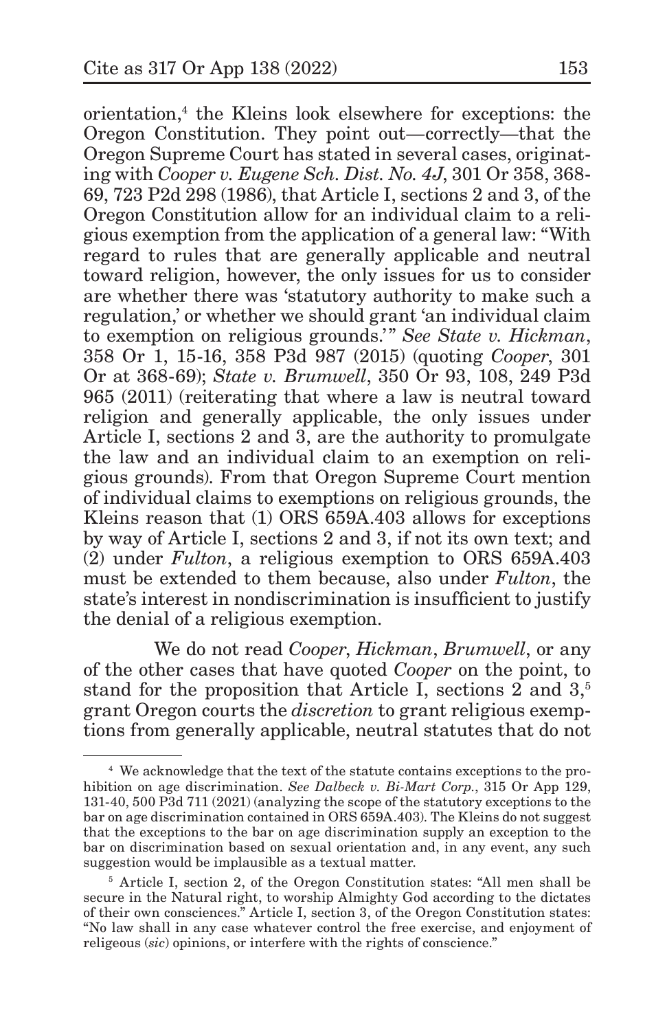orientation,[4] the Kleins look elsewhere for exceptions: the Oregon Constitution. They point out—correctly—that the Oregon Supreme Court has stated in several cases, originating with *Cooper v. Eugene Sch. Dist. No. 4J*, 301 Or 358, 368-69, 723 P2d 298 (1986), that Article I, sections 2 and 3, of the Oregon Constitution allow for an individual claim to a religious exemption from the application of a general law: "With regard to rules that are generally applicable and neutral toward religion, however, the only issues for us to consider are whether there was 'statutory authority to make such a regulation,' or whether we should grant 'an individual claim to exemption on religious grounds.'" *See State v. Hickman*, 358 Or 1, 15-16, 358 P3d 987 (2015) (quoting *Cooper*, 301 Or at 368-69); *State v. Brumwell*, 350 Or 93, 108, 249 P3d 965 (2011) (reiterating that where a law is neutral toward religion and generally applicable, the only issues under Article I, sections 2 and 3, are the authority to promulgate the law and an individual claim to an exemption on religious grounds). From that Oregon Supreme Court mention of individual claims to exemptions on religious grounds, the Kleins reason that (1) ORS 659A.403 allows for exceptions by way of Article I, sections 2 and 3, if not its own text; and (2) under *Fulton*, a religious exemption to ORS 659A.403 must be extended to them because, also under *Fulton*, the state's interest in nondiscrimination is insufficient to justify the denial of a religious exemption.

We do not read *Cooper*, *Hickman*, *Brumwell*, or any of the other cases that have quoted *Cooper* on the point, to stand for the proposition that Article I, sections 2 and 3,[5] grant Oregon courts the *discretion* to grant religious exemptions from generally applicable, neutral statutes that do not

---

[4] We acknowledge that the text of the statute contains exceptions to the prohibition on age discrimination. *See Dalbeck v. Bi-Mart Corp.*, 315 Or App 129, 131-40, 500 P3d 711 (2021) (analyzing the scope of the statutory exceptions to the bar on age discrimination contained in ORS 659A.403). The Kleins do not suggest that the exceptions to the bar on age discrimination supply an exception to the bar on discrimination based on sexual orientation and, in any event, any such suggestion would be implausible as a textual matter.

[5] Article I, section 2, of the Oregon Constitution states: "All men shall be secure in the Natural right, to worship Almighty God according to the dictates of their own consciences." Article I, section 3, of the Oregon Constitution states: "No law shall in any case whatever control the free exercise, and enjoyment of religeous (*sic*) opinions, or interfere with the rights of conscience."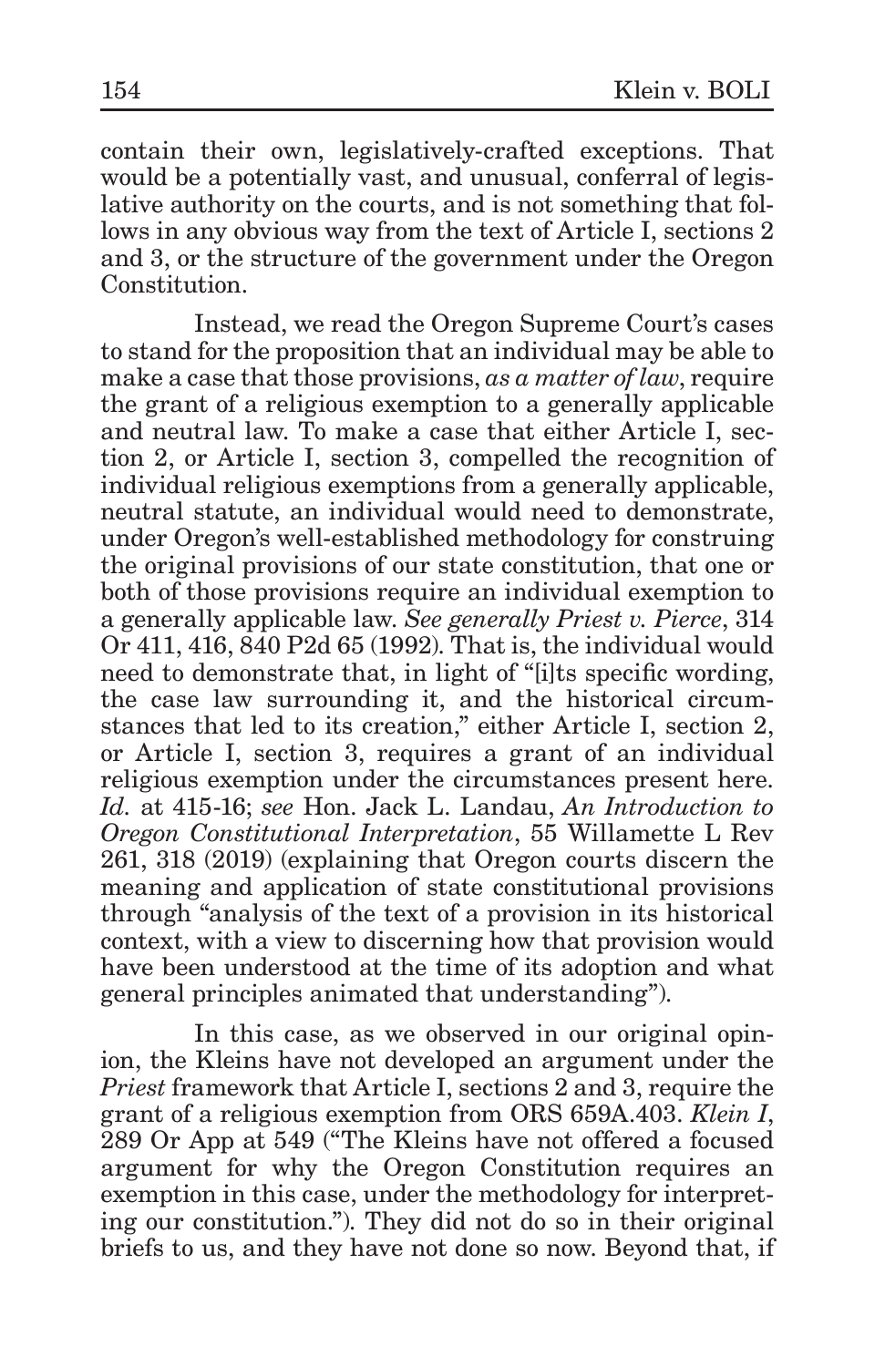contain their own, legislatively-crafted exceptions. That would be a potentially vast, and unusual, conferral of legislative authority on the courts, and is not something that follows in any obvious way from the text of Article I, sections 2 and 3, or the structure of the government under the Oregon Constitution.

Instead, we read the Oregon Supreme Court's cases to stand for the proposition that an individual may be able to make a case that those provisions, *as a matter of law*, require the grant of a religious exemption to a generally applicable and neutral law. To make a case that either Article I, section 2, or Article I, section 3, compelled the recognition of individual religious exemptions from a generally applicable, neutral statute, an individual would need to demonstrate, under Oregon's well-established methodology for construing the original provisions of our state constitution, that one or both of those provisions require an individual exemption to a generally applicable law. *See generally Priest v. Pierce*, 314 Or 411, 416, 840 P2d 65 (1992). That is, the individual would need to demonstrate that, in light of "[i]ts specific wording, the case law surrounding it, and the historical circumstances that led to its creation," either Article I, section 2, or Article I, section 3, requires a grant of an individual religious exemption under the circumstances present here. *Id.* at 415-16; *see* Hon. Jack L. Landau, *An Introduction to Oregon Constitutional Interpretation*, 55 Willamette L Rev 261, 318 (2019) (explaining that Oregon courts discern the meaning and application of state constitutional provisions through "analysis of the text of a provision in its historical context, with a view to discerning how that provision would have been understood at the time of its adoption and what general principles animated that understanding").

In this case, as we observed in our original opinion, the Kleins have not developed an argument under the *Priest* framework that Article I, sections 2 and 3, require the grant of a religious exemption from ORS 659A.403. *Klein I*, 289 Or App at 549 ("The Kleins have not offered a focused argument for why the Oregon Constitution requires an exemption in this case, under the methodology for interpreting our constitution."). They did not do so in their original briefs to us, and they have not done so now. Beyond that, if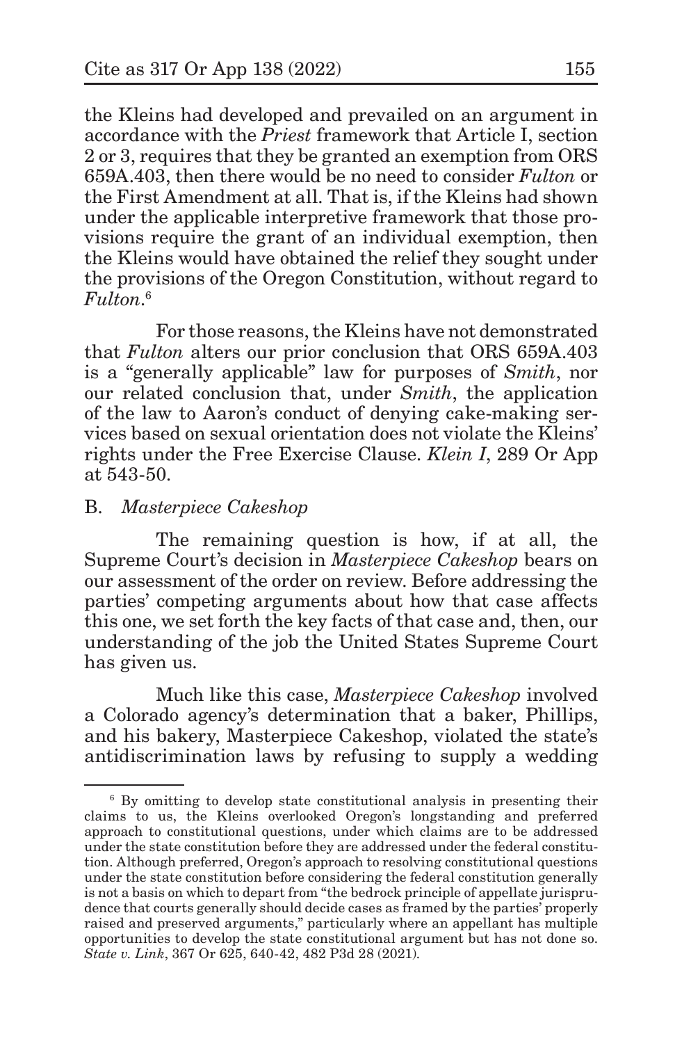the Kleins had developed and prevailed on an argument in accordance with the *Priest* framework that Article I, section 2 or 3, requires that they be granted an exemption from ORS 659A.403, then there would be no need to consider *Fulton* or the First Amendment at all. That is, if the Kleins had shown under the applicable interpretive framework that those provisions require the grant of an individual exemption, then the Kleins would have obtained the relief they sought under the provisions of the Oregon Constitution, without regard to *Fulton*.[6]

For those reasons, the Kleins have not demonstrated that *Fulton* alters our prior conclusion that ORS 659A.403 is a "generally applicable" law for purposes of *Smith*, nor our related conclusion that, under *Smith*, the application of the law to Aaron's conduct of denying cake-making services based on sexual orientation does not violate the Kleins' rights under the Free Exercise Clause. *Klein I*, 289 Or App at 543-50.

### B. *Masterpiece Cakeshop*

The remaining question is how, if at all, the Supreme Court's decision in *Masterpiece Cakeshop* bears on our assessment of the order on review. Before addressing the parties' competing arguments about how that case affects this one, we set forth the key facts of that case and, then, our understanding of the job the United States Supreme Court has given us.

Much like this case, *Masterpiece Cakeshop* involved a Colorado agency's determination that a baker, Phillips, and his bakery, Masterpiece Cakeshop, violated the state's antidiscrimination laws by refusing to supply a wedding

---

[6] By omitting to develop state constitutional analysis in presenting their claims to us, the Kleins overlooked Oregon's longstanding and preferred approach to constitutional questions, under which claims are to be addressed under the state constitution before they are addressed under the federal constitution. Although preferred, Oregon's approach to resolving constitutional questions under the state constitution before considering the federal constitution generally is not a basis on which to depart from "the bedrock principle of appellate jurisprudence that courts generally should decide cases as framed by the parties' properly raised and preserved arguments," particularly where an appellant has multiple opportunities to develop the state constitutional argument but has not done so. *State v. Link*, 367 Or 625, 640-42, 482 P3d 28 (2021).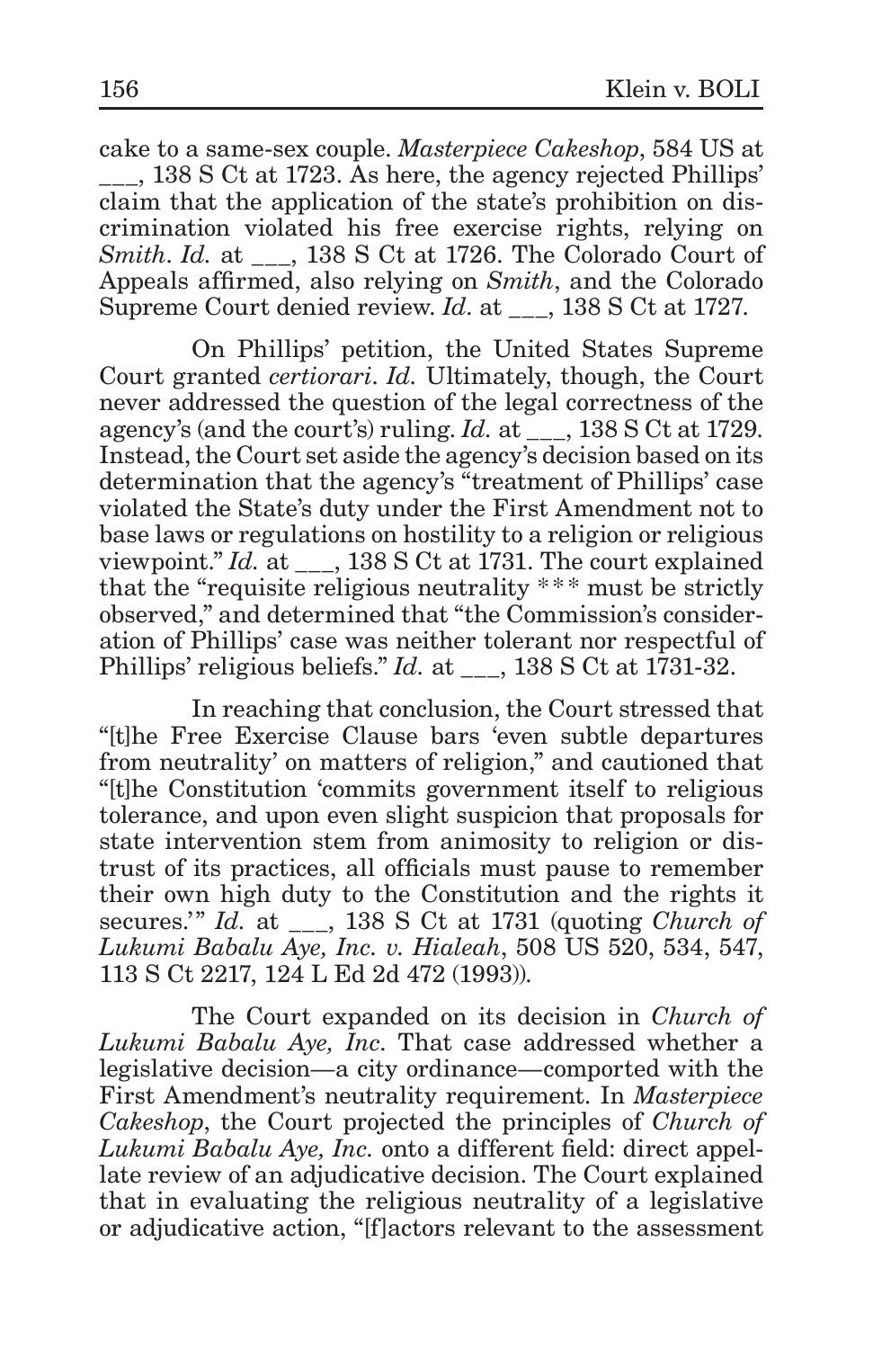cake to a same-sex couple. *Masterpiece Cakeshop*, 584 US at ___, 138 S Ct at 1723. As here, the agency rejected Phillips' claim that the application of the state's prohibition on discrimination violated his free exercise rights, relying on *Smith*. *Id.* at ___, 138 S Ct at 1726. The Colorado Court of Appeals affirmed, also relying on *Smith*, and the Colorado Supreme Court denied review. *Id.* at ___, 138 S Ct at 1727.

On Phillips' petition, the United States Supreme Court granted *certiorari*. *Id.* Ultimately, though, the Court never addressed the question of the legal correctness of the agency's (and the court's) ruling. *Id.* at ___, 138 S Ct at 1729. Instead, the Court set aside the agency's decision based on its determination that the agency's "treatment of Phillips' case violated the State's duty under the First Amendment not to base laws or regulations on hostility to a religion or religious viewpoint." *Id.* at ___, 138 S Ct at 1731. The court explained that the "requisite religious neutrality *** must be strictly observed," and determined that "the Commission's consideration of Phillips' case was neither tolerant nor respectful of Phillips' religious beliefs." *Id.* at ___, 138 S Ct at 1731-32.

In reaching that conclusion, the Court stressed that "[t]he Free Exercise Clause bars 'even subtle departures from neutrality' on matters of religion," and cautioned that "[t]he Constitution 'commits government itself to religious tolerance, and upon even slight suspicion that proposals for state intervention stem from animosity to religion or distrust of its practices, all officials must pause to remember their own high duty to the Constitution and the rights it secures.'" *Id.* at ___, 138 S Ct at 1731 (quoting *Church of Lukumi Babalu Aye, Inc. v. Hialeah*, 508 US 520, 534, 547, 113 S Ct 2217, 124 L Ed 2d 472 (1993)).

The Court expanded on its decision in *Church of Lukumi Babalu Aye, Inc.* That case addressed whether a legislative decision—a city ordinance—comported with the First Amendment's neutrality requirement. In *Masterpiece Cakeshop*, the Court projected the principles of *Church of Lukumi Babalu Aye, Inc.* onto a different field: direct appellate review of an adjudicative decision. The Court explained that in evaluating the religious neutrality of a legislative or adjudicative action, "[f]actors relevant to the assessment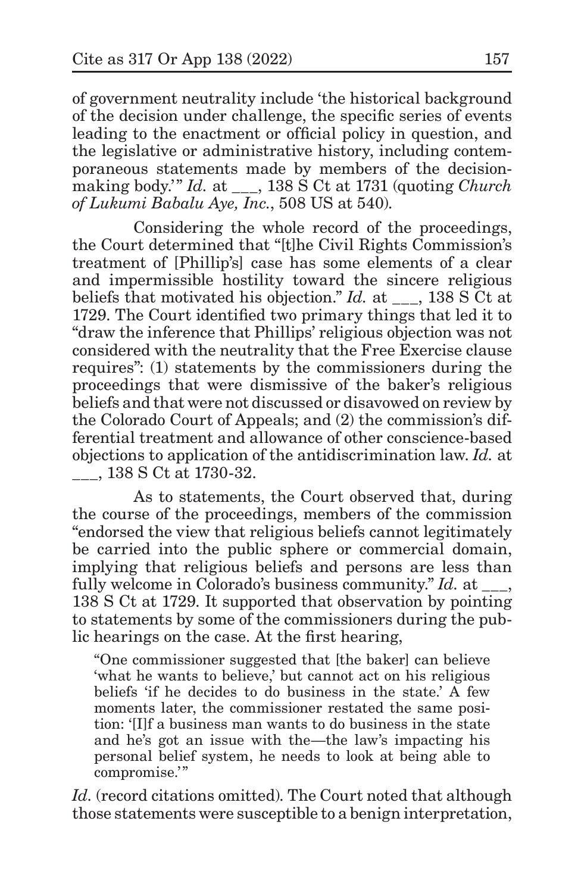of government neutrality include 'the historical background of the decision under challenge, the specific series of events leading to the enactment or official policy in question, and the legislative or administrative history, including contemporaneous statements made by members of the decision-making body.'" *Id.* at ___, 138 S Ct at 1731 (quoting *Church of Lukumi Babalu Aye, Inc.*, 508 US at 540).

Considering the whole record of the proceedings, the Court determined that "[t]he Civil Rights Commission's treatment of [Phillip's] case has some elements of a clear and impermissible hostility toward the sincere religious beliefs that motivated his objection." *Id.* at ___, 138 S Ct at 1729. The Court identified two primary things that led it to "draw the inference that Phillips' religious objection was not considered with the neutrality that the Free Exercise clause requires": (1) statements by the commissioners during the proceedings that were dismissive of the baker's religious beliefs and that were not discussed or disavowed on review by the Colorado Court of Appeals; and (2) the commission's differential treatment and allowance of other conscience-based objections to application of the antidiscrimination law. *Id.* at ___, 138 S Ct at 1730-32.

As to statements, the Court observed that, during the course of the proceedings, members of the commission "endorsed the view that religious beliefs cannot legitimately be carried into the public sphere or commercial domain, implying that religious beliefs and persons are less than fully welcome in Colorado's business community." *Id.* at ___, 138 S Ct at 1729. It supported that observation by pointing to statements by some of the commissioners during the public hearings on the case. At the first hearing,

> "One commissioner suggested that [the baker] can believe 'what he wants to believe,' but cannot act on his religious beliefs 'if he decides to do business in the state.' A few moments later, the commissioner restated the same position: '[I]f a business man wants to do business in the state and he's got an issue with the—the law's impacting his personal belief system, he needs to look at being able to compromise.'"

*Id.* (record citations omitted). The Court noted that although those statements were susceptible to a benign interpretation,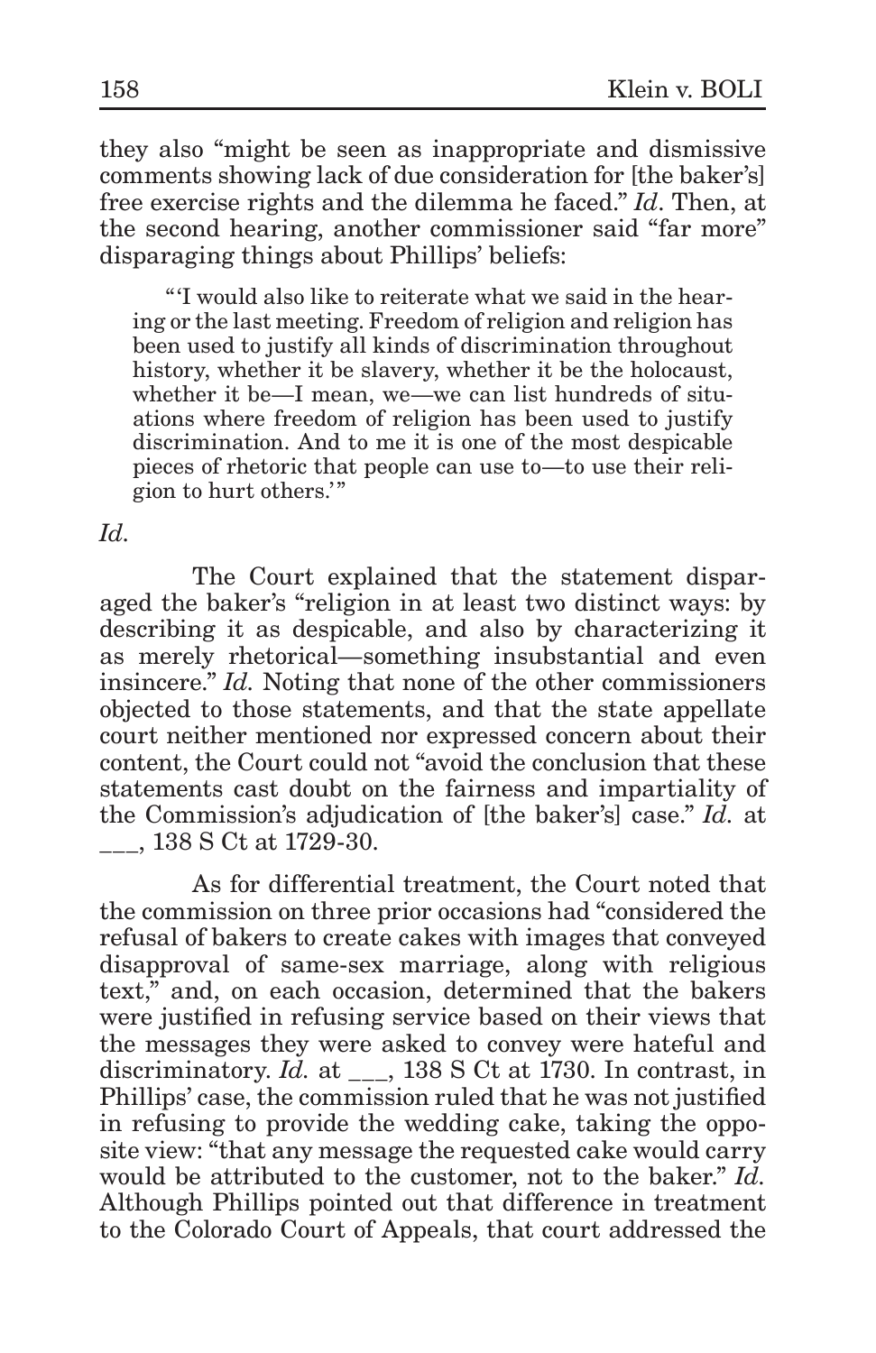they also "might be seen as inappropriate and dismissive comments showing lack of due consideration for [the baker's] free exercise rights and the dilemma he faced." *Id*. Then, at the second hearing, another commissioner said "far more" disparaging things about Phillips' beliefs:

> "'I would also like to reiterate what we said in the hearing or the last meeting. Freedom of religion and religion has been used to justify all kinds of discrimination throughout history, whether it be slavery, whether it be the holocaust, whether it be—I mean, we—we can list hundreds of situations where freedom of religion has been used to justify discrimination. And to me it is one of the most despicable pieces of rhetoric that people can use to—to use their religion to hurt others.'"

*Id.*

The Court explained that the statement disparaged the baker's "religion in at least two distinct ways: by describing it as despicable, and also by characterizing it as merely rhetorical—something insubstantial and even insincere." *Id.* Noting that none of the other commissioners objected to those statements, and that the state appellate court neither mentioned nor expressed concern about their content, the Court could not "avoid the conclusion that these statements cast doubt on the fairness and impartiality of the Commission's adjudication of [the baker's] case." *Id.* at ___, 138 S Ct at 1729-30.

As for differential treatment, the Court noted that the commission on three prior occasions had "considered the refusal of bakers to create cakes with images that conveyed disapproval of same-sex marriage, along with religious text," and, on each occasion, determined that the bakers were justified in refusing service based on their views that the messages they were asked to convey were hateful and discriminatory. *Id.* at ___, 138 S Ct at 1730. In contrast, in Phillips' case, the commission ruled that he was not justified in refusing to provide the wedding cake, taking the opposite view: "that any message the requested cake would carry would be attributed to the customer, not to the baker." *Id.* Although Phillips pointed out that difference in treatment to the Colorado Court of Appeals, that court addressed the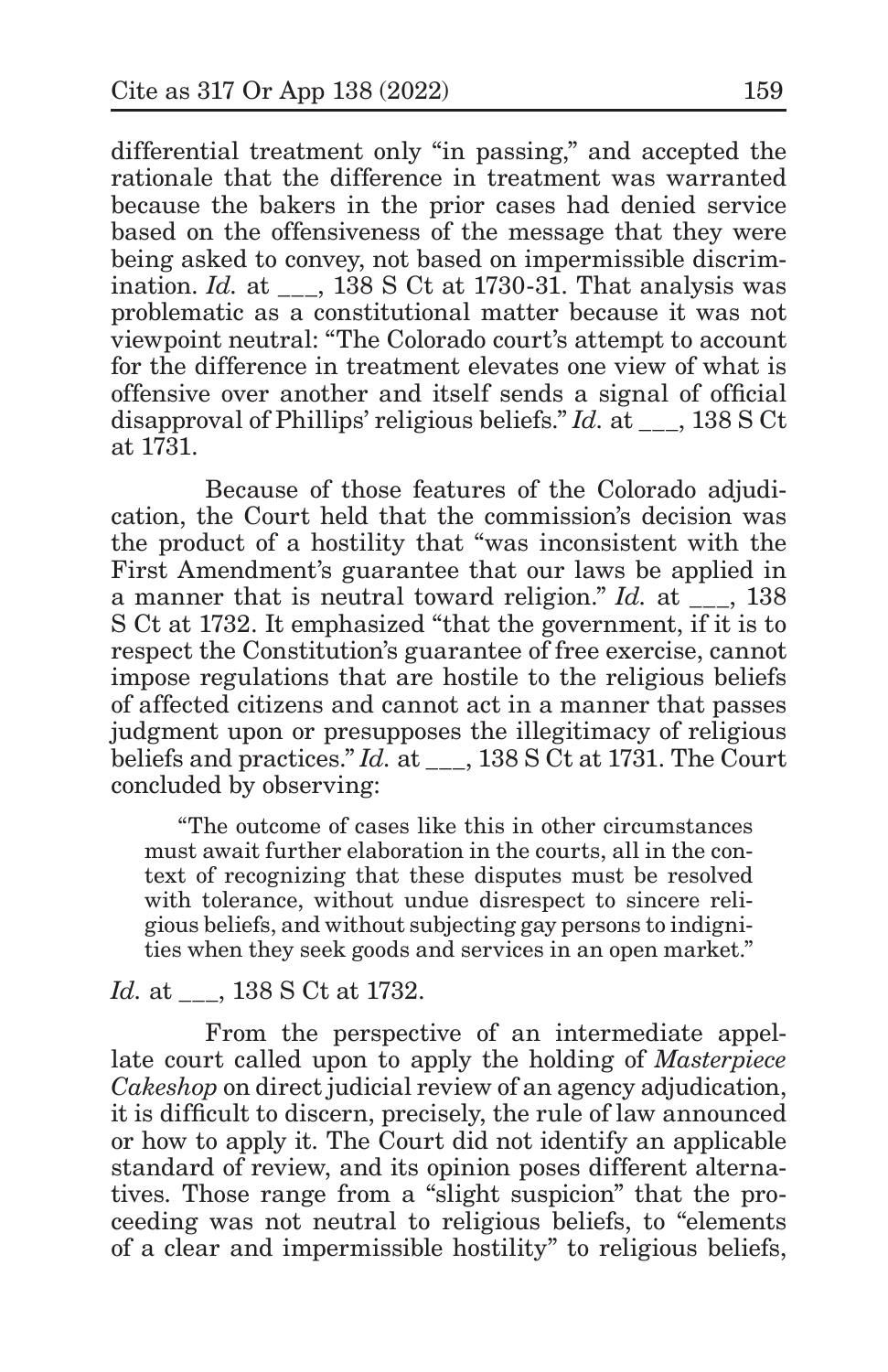differential treatment only "in passing," and accepted the rationale that the difference in treatment was warranted because the bakers in the prior cases had denied service based on the offensiveness of the message that they were being asked to convey, not based on impermissible discrimination. *Id.* at ___, 138 S Ct at 1730-31. That analysis was problematic as a constitutional matter because it was not viewpoint neutral: "The Colorado court's attempt to account for the difference in treatment elevates one view of what is offensive over another and itself sends a signal of official disapproval of Phillips' religious beliefs." *Id.* at ___, 138 S Ct at 1731.

Because of those features of the Colorado adjudication, the Court held that the commission's decision was the product of a hostility that "was inconsistent with the First Amendment's guarantee that our laws be applied in a manner that is neutral toward religion." *Id.* at ___, 138 S Ct at 1732. It emphasized "that the government, if it is to respect the Constitution's guarantee of free exercise, cannot impose regulations that are hostile to the religious beliefs of affected citizens and cannot act in a manner that passes judgment upon or presupposes the illegitimacy of religious beliefs and practices." *Id.* at ___, 138 S Ct at 1731. The Court concluded by observing:

> "The outcome of cases like this in other circumstances must await further elaboration in the courts, all in the context of recognizing that these disputes must be resolved with tolerance, without undue disrespect to sincere religious beliefs, and without subjecting gay persons to indignities when they seek goods and services in an open market."

*Id.* at ___, 138 S Ct at 1732.

From the perspective of an intermediate appellate court called upon to apply the holding of *Masterpiece Cakeshop* on direct judicial review of an agency adjudication, it is difficult to discern, precisely, the rule of law announced or how to apply it. The Court did not identify an applicable standard of review, and its opinion poses different alternatives. Those range from a "slight suspicion" that the proceeding was not neutral to religious beliefs, to "elements of a clear and impermissible hostility" to religious beliefs,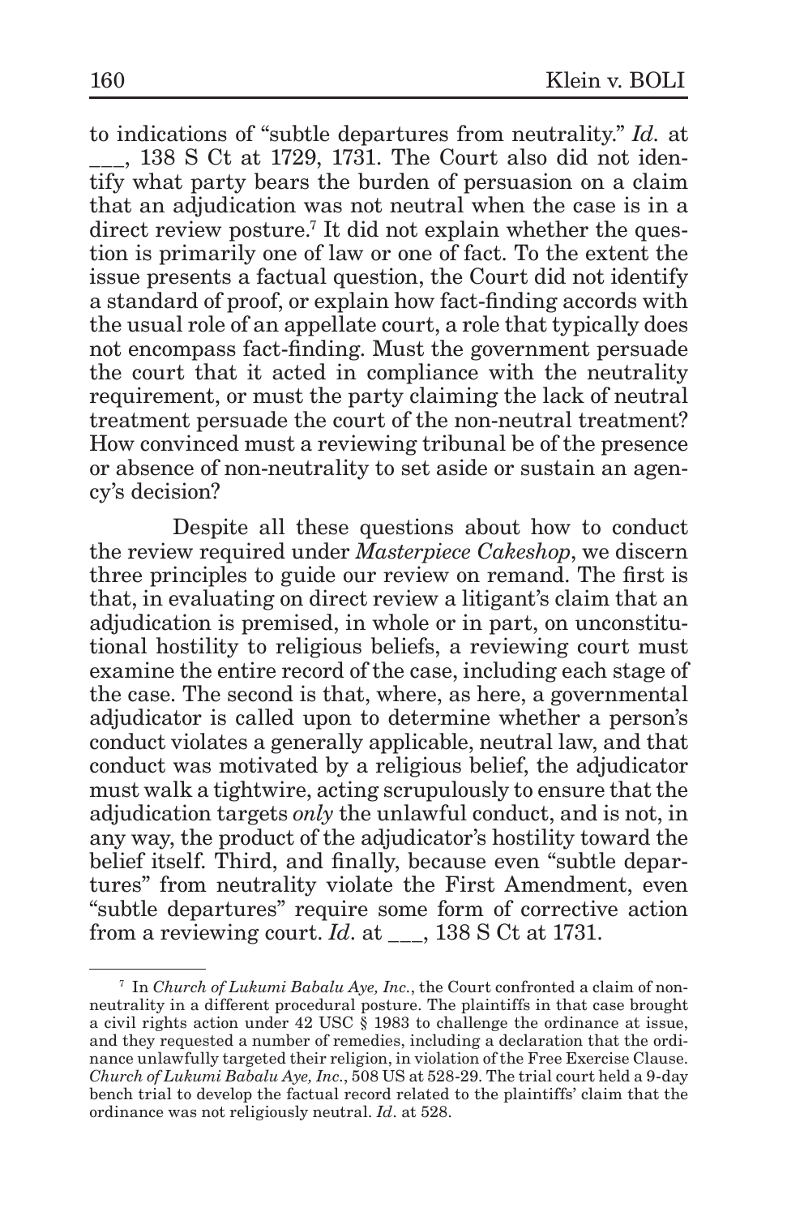to indications of "subtle departures from neutrality." *Id.* at ___, 138 S Ct at 1729, 1731. The Court also did not identify what party bears the burden of persuasion on a claim that an adjudication was not neutral when the case is in a direct review posture.[7] It did not explain whether the question is primarily one of law or one of fact. To the extent the issue presents a factual question, the Court did not identify a standard of proof, or explain how fact-finding accords with the usual role of an appellate court, a role that typically does not encompass fact-finding. Must the government persuade the court that it acted in compliance with the neutrality requirement, or must the party claiming the lack of neutral treatment persuade the court of the non-neutral treatment? How convinced must a reviewing tribunal be of the presence or absence of non-neutrality to set aside or sustain an agency's decision?

Despite all these questions about how to conduct the review required under *Masterpiece Cakeshop*, we discern three principles to guide our review on remand. The first is that, in evaluating on direct review a litigant's claim that an adjudication is premised, in whole or in part, on unconstitutional hostility to religious beliefs, a reviewing court must examine the entire record of the case, including each stage of the case. The second is that, where, as here, a governmental adjudicator is called upon to determine whether a person's conduct violates a generally applicable, neutral law, and that conduct was motivated by a religious belief, the adjudicator must walk a tightwire, acting scrupulously to ensure that the adjudication targets *only* the unlawful conduct, and is not, in any way, the product of the adjudicator's hostility toward the belief itself. Third, and finally, because even "subtle departures" from neutrality violate the First Amendment, even "subtle departures" require some form of corrective action from a reviewing court. *Id.* at ___, 138 S Ct at 1731.

---

[7] In *Church of Lukumi Babalu Aye, Inc.*, the Court confronted a claim of non-neutrality in a different procedural posture. The plaintiffs in that case brought a civil rights action under 42 USC § 1983 to challenge the ordinance at issue, and they requested a number of remedies, including a declaration that the ordinance unlawfully targeted their religion, in violation of the Free Exercise Clause. *Church of Lukumi Babalu Aye, Inc.*, 508 US at 528-29. The trial court held a 9-day bench trial to develop the factual record related to the plaintiffs' claim that the ordinance was not religiously neutral. *Id.* at 528.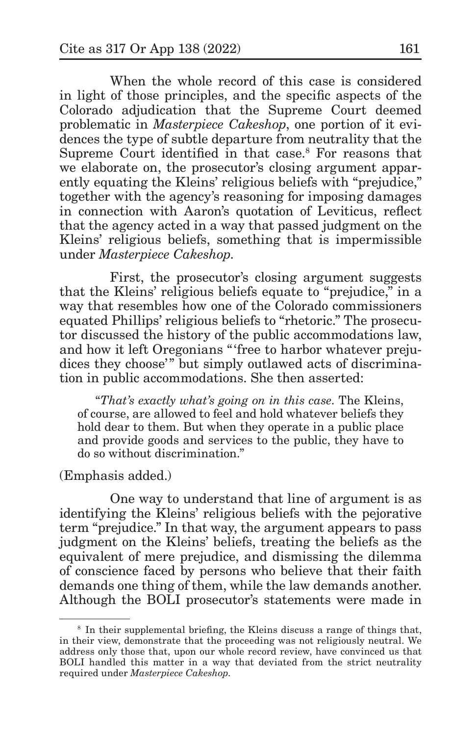When the whole record of this case is considered in light of those principles, and the specific aspects of the Colorado adjudication that the Supreme Court deemed problematic in *Masterpiece Cakeshop*, one portion of it evidences the type of subtle departure from neutrality that the Supreme Court identified in that case.[8] For reasons that we elaborate on, the prosecutor's closing argument apparently equating the Kleins' religious beliefs with "prejudice," together with the agency's reasoning for imposing damages in connection with Aaron's quotation of Leviticus, reflect that the agency acted in a way that passed judgment on the Kleins' religious beliefs, something that is impermissible under *Masterpiece Cakeshop*.

First, the prosecutor's closing argument suggests that the Kleins' religious beliefs equate to "prejudice," in a way that resembles how one of the Colorado commissioners equated Phillips' religious beliefs to "rhetoric." The prosecutor discussed the history of the public accommodations law, and how it left Oregonians "'free to harbor whatever prejudices they choose'" but simply outlawed acts of discrimination in public accommodations. She then asserted:

> "*That's exactly what's going on in this case*. The Kleins, of course, are allowed to feel and hold whatever beliefs they hold dear to them. But when they operate in a public place and provide goods and services to the public, they have to do so without discrimination."

(Emphasis added.)

One way to understand that line of argument is as identifying the Kleins' religious beliefs with the pejorative term "prejudice." In that way, the argument appears to pass judgment on the Kleins' beliefs, treating the beliefs as the equivalent of mere prejudice, and dismissing the dilemma of conscience faced by persons who believe that their faith demands one thing of them, while the law demands another. Although the BOLI prosecutor's statements were made in

---

[8] In their supplemental briefing, the Kleins discuss a range of things that, in their view, demonstrate that the proceeding was not religiously neutral. We address only those that, upon our whole record review, have convinced us that BOLI handled this matter in a way that deviated from the strict neutrality required under *Masterpiece Cakeshop*.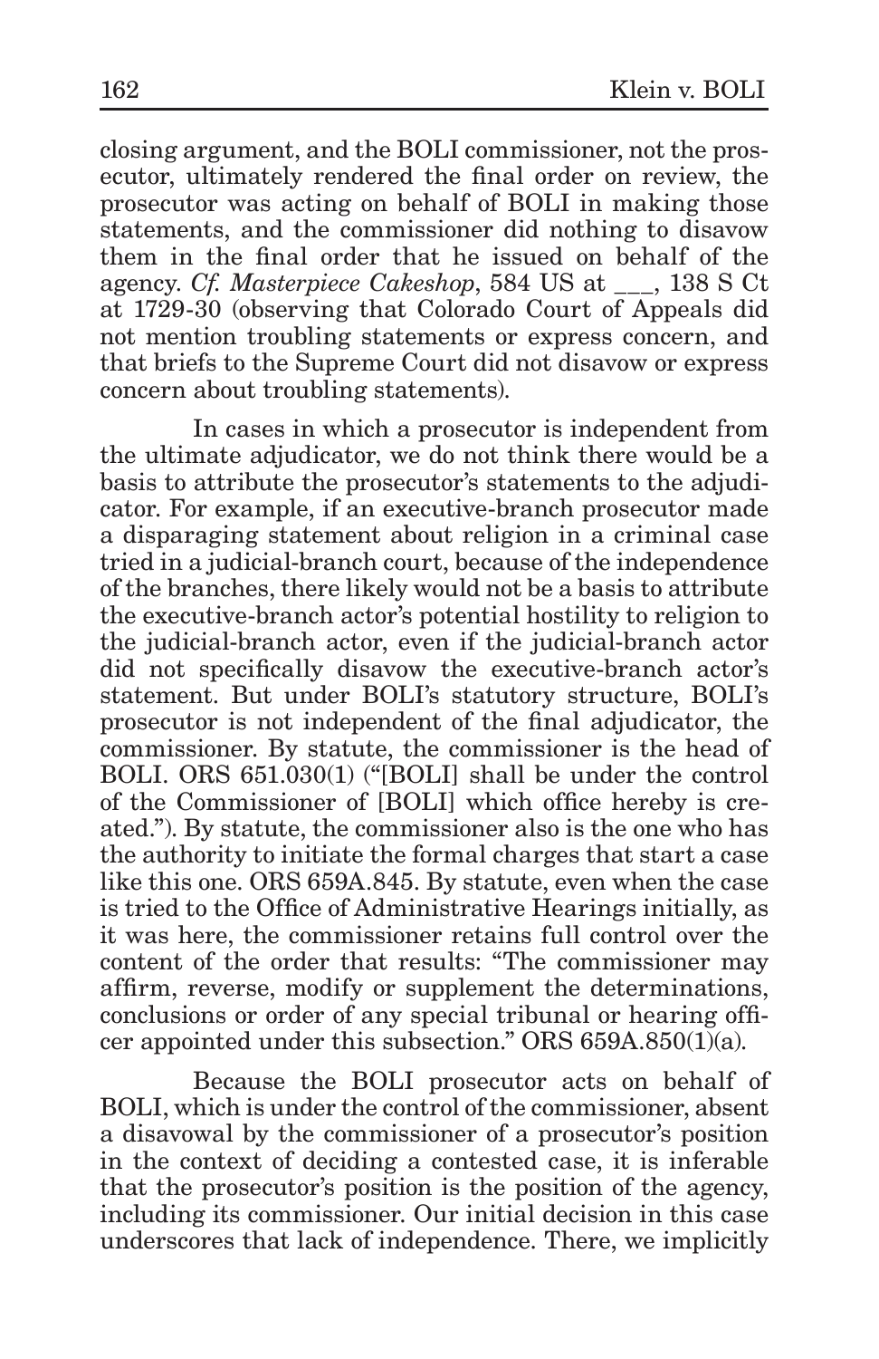closing argument, and the BOLI commissioner, not the prosecutor, ultimately rendered the final order on review, the prosecutor was acting on behalf of BOLI in making those statements, and the commissioner did nothing to disavow them in the final order that he issued on behalf of the agency. *Cf. Masterpiece Cakeshop*, 584 US at ___, 138 S Ct at 1729-30 (observing that Colorado Court of Appeals did not mention troubling statements or express concern, and that briefs to the Supreme Court did not disavow or express concern about troubling statements).

In cases in which a prosecutor is independent from the ultimate adjudicator, we do not think there would be a basis to attribute the prosecutor's statements to the adjudicator. For example, if an executive-branch prosecutor made a disparaging statement about religion in a criminal case tried in a judicial-branch court, because of the independence of the branches, there likely would not be a basis to attribute the executive-branch actor's potential hostility to religion to the judicial-branch actor, even if the judicial-branch actor did not specifically disavow the executive-branch actor's statement. But under BOLI's statutory structure, BOLI's prosecutor is not independent of the final adjudicator, the commissioner. By statute, the commissioner is the head of BOLI. ORS 651.030(1) ("[BOLI] shall be under the control of the Commissioner of [BOLI] which office hereby is created."). By statute, the commissioner also is the one who has the authority to initiate the formal charges that start a case like this one. ORS 659A.845. By statute, even when the case is tried to the Office of Administrative Hearings initially, as it was here, the commissioner retains full control over the content of the order that results: "The commissioner may affirm, reverse, modify or supplement the determinations, conclusions or order of any special tribunal or hearing officer appointed under this subsection." ORS 659A.850(1)(a).

Because the BOLI prosecutor acts on behalf of BOLI, which is under the control of the commissioner, absent a disavowal by the commissioner of a prosecutor's position in the context of deciding a contested case, it is inferable that the prosecutor's position is the position of the agency, including its commissioner. Our initial decision in this case underscores that lack of independence. There, we implicitly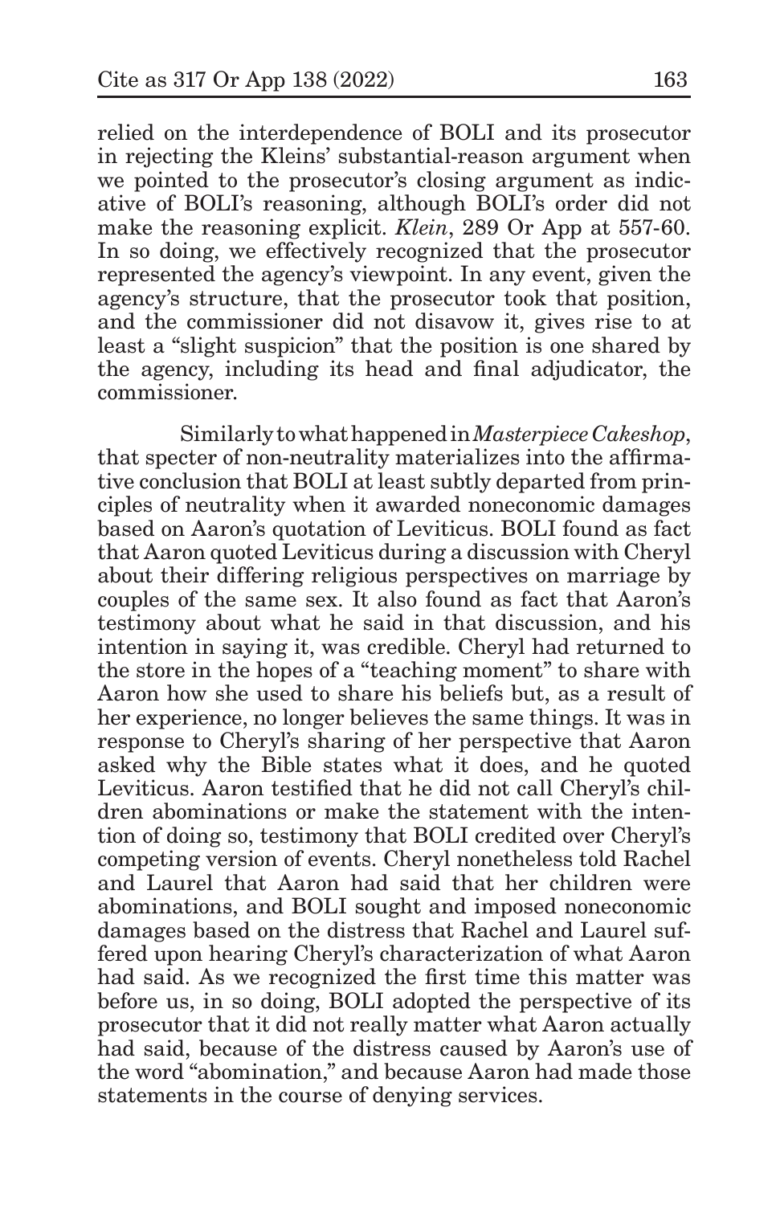relied on the interdependence of BOLI and its prosecutor in rejecting the Kleins' substantial-reason argument when we pointed to the prosecutor's closing argument as indicative of BOLI's reasoning, although BOLI's order did not make the reasoning explicit. *Klein*, 289 Or App at 557-60. In so doing, we effectively recognized that the prosecutor represented the agency's viewpoint. In any event, given the agency's structure, that the prosecutor took that position, and the commissioner did not disavow it, gives rise to at least a "slight suspicion" that the position is one shared by the agency, including its head and final adjudicator, the commissioner.

Similarly to what happened in *Masterpiece Cakeshop*, that specter of non-neutrality materializes into the affirmative conclusion that BOLI at least subtly departed from principles of neutrality when it awarded noneconomic damages based on Aaron's quotation of Leviticus. BOLI found as fact that Aaron quoted Leviticus during a discussion with Cheryl about their differing religious perspectives on marriage by couples of the same sex. It also found as fact that Aaron's testimony about what he said in that discussion, and his intention in saying it, was credible. Cheryl had returned to the store in the hopes of a "teaching moment" to share with Aaron how she used to share his beliefs but, as a result of her experience, no longer believes the same things. It was in response to Cheryl's sharing of her perspective that Aaron asked why the Bible states what it does, and he quoted Leviticus. Aaron testified that he did not call Cheryl's children abominations or make the statement with the intention of doing so, testimony that BOLI credited over Cheryl's competing version of events. Cheryl nonetheless told Rachel and Laurel that Aaron had said that her children were abominations, and BOLI sought and imposed noneconomic damages based on the distress that Rachel and Laurel suffered upon hearing Cheryl's characterization of what Aaron had said. As we recognized the first time this matter was before us, in so doing, BOLI adopted the perspective of its prosecutor that it did not really matter what Aaron actually had said, because of the distress caused by Aaron's use of the word "abomination," and because Aaron had made those statements in the course of denying services.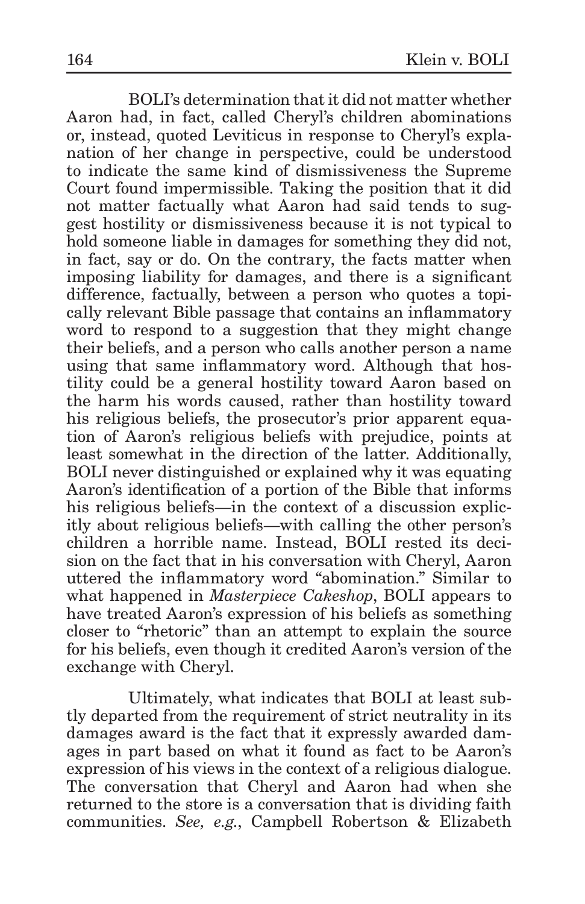BOLI's determination that it did not matter whether Aaron had, in fact, called Cheryl's children abominations or, instead, quoted Leviticus in response to Cheryl's explanation of her change in perspective, could be understood to indicate the same kind of dismissiveness the Supreme Court found impermissible. Taking the position that it did not matter factually what Aaron had said tends to suggest hostility or dismissiveness because it is not typical to hold someone liable in damages for something they did not, in fact, say or do. On the contrary, the facts matter when imposing liability for damages, and there is a significant difference, factually, between a person who quotes a topically relevant Bible passage that contains an inflammatory word to respond to a suggestion that they might change their beliefs, and a person who calls another person a name using that same inflammatory word. Although that hostility could be a general hostility toward Aaron based on the harm his words caused, rather than hostility toward his religious beliefs, the prosecutor's prior apparent equation of Aaron's religious beliefs with prejudice, points at least somewhat in the direction of the latter. Additionally, BOLI never distinguished or explained why it was equating Aaron's identification of a portion of the Bible that informs his religious beliefs—in the context of a discussion explicitly about religious beliefs—with calling the other person's children a horrible name. Instead, BOLI rested its decision on the fact that in his conversation with Cheryl, Aaron uttered the inflammatory word "abomination." Similar to what happened in *Masterpiece Cakeshop*, BOLI appears to have treated Aaron's expression of his beliefs as something closer to "rhetoric" than an attempt to explain the source for his beliefs, even though it credited Aaron's version of the exchange with Cheryl.

Ultimately, what indicates that BOLI at least subtly departed from the requirement of strict neutrality in its damages award is the fact that it expressly awarded damages in part based on what it found as fact to be Aaron's expression of his views in the context of a religious dialogue. The conversation that Cheryl and Aaron had when she returned to the store is a conversation that is dividing faith communities. *See, e.g.*, Campbell Robertson & Elizabeth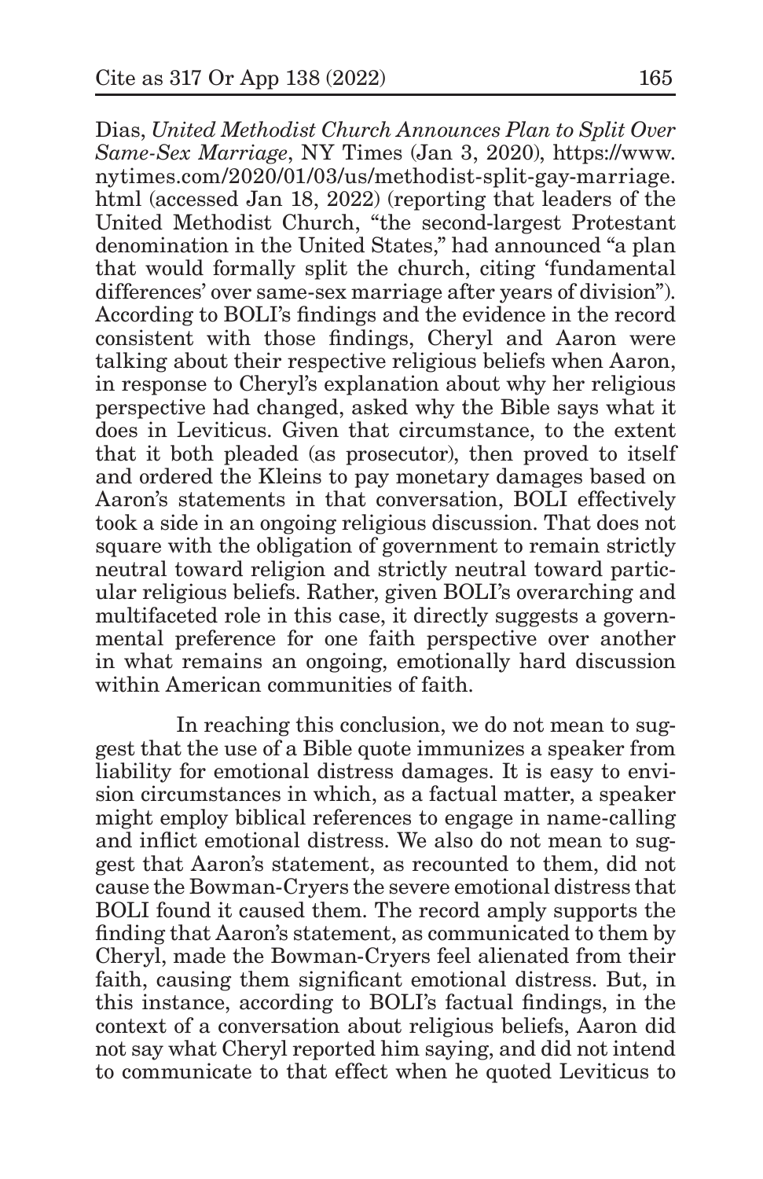Dias, *United Methodist Church Announces Plan to Split Over Same-Sex Marriage*, NY Times (Jan 3, 2020), https://www.nytimes.com/2020/01/03/us/methodist-split-gay-marriage.html (accessed Jan 18, 2022) (reporting that leaders of the United Methodist Church, "the second-largest Protestant denomination in the United States," had announced "a plan that would formally split the church, citing 'fundamental differences' over same-sex marriage after years of division"). According to BOLI's findings and the evidence in the record consistent with those findings, Cheryl and Aaron were talking about their respective religious beliefs when Aaron, in response to Cheryl's explanation about why her religious perspective had changed, asked why the Bible says what it does in Leviticus. Given that circumstance, to the extent that it both pleaded (as prosecutor), then proved to itself and ordered the Kleins to pay monetary damages based on Aaron's statements in that conversation, BOLI effectively took a side in an ongoing religious discussion. That does not square with the obligation of government to remain strictly neutral toward religion and strictly neutral toward particular religious beliefs. Rather, given BOLI's overarching and multifaceted role in this case, it directly suggests a governmental preference for one faith perspective over another in what remains an ongoing, emotionally hard discussion within American communities of faith.

In reaching this conclusion, we do not mean to suggest that the use of a Bible quote immunizes a speaker from liability for emotional distress damages. It is easy to envision circumstances in which, as a factual matter, a speaker might employ biblical references to engage in name-calling and inflict emotional distress. We also do not mean to suggest that Aaron's statement, as recounted to them, did not cause the Bowman-Cryers the severe emotional distress that BOLI found it caused them. The record amply supports the finding that Aaron's statement, as communicated to them by Cheryl, made the Bowman-Cryers feel alienated from their faith, causing them significant emotional distress. But, in this instance, according to BOLI's factual findings, in the context of a conversation about religious beliefs, Aaron did not say what Cheryl reported him saying, and did not intend to communicate to that effect when he quoted Leviticus to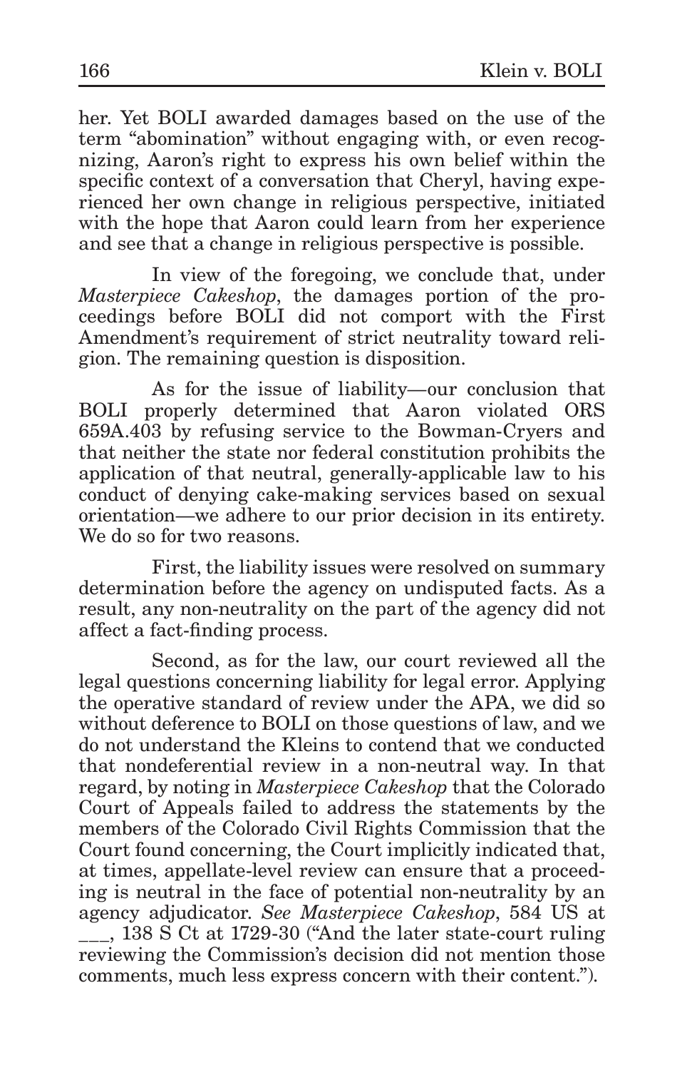her. Yet BOLI awarded damages based on the use of the term "abomination" without engaging with, or even recognizing, Aaron's right to express his own belief within the specific context of a conversation that Cheryl, having experienced her own change in religious perspective, initiated with the hope that Aaron could learn from her experience and see that a change in religious perspective is possible.

In view of the foregoing, we conclude that, under *Masterpiece Cakeshop*, the damages portion of the proceedings before BOLI did not comport with the First Amendment's requirement of strict neutrality toward religion. The remaining question is disposition.

As for the issue of liability—our conclusion that BOLI properly determined that Aaron violated ORS 659A.403 by refusing service to the Bowman-Cryers and that neither the state nor federal constitution prohibits the application of that neutral, generally-applicable law to his conduct of denying cake-making services based on sexual orientation—we adhere to our prior decision in its entirety. We do so for two reasons.

First, the liability issues were resolved on summary determination before the agency on undisputed facts. As a result, any non-neutrality on the part of the agency did not affect a fact-finding process.

Second, as for the law, our court reviewed all the legal questions concerning liability for legal error. Applying the operative standard of review under the APA, we did so without deference to BOLI on those questions of law, and we do not understand the Kleins to contend that we conducted that nondeferential review in a non-neutral way. In that regard, by noting in *Masterpiece Cakeshop* that the Colorado Court of Appeals failed to address the statements by the members of the Colorado Civil Rights Commission that the Court found concerning, the Court implicitly indicated that, at times, appellate-level review can ensure that a proceeding is neutral in the face of potential non-neutrality by an agency adjudicator. *See Masterpiece Cakeshop*, 584 US at ___, 138 S Ct at 1729-30 ("And the later state-court ruling reviewing the Commission's decision did not mention those comments, much less express concern with their content.").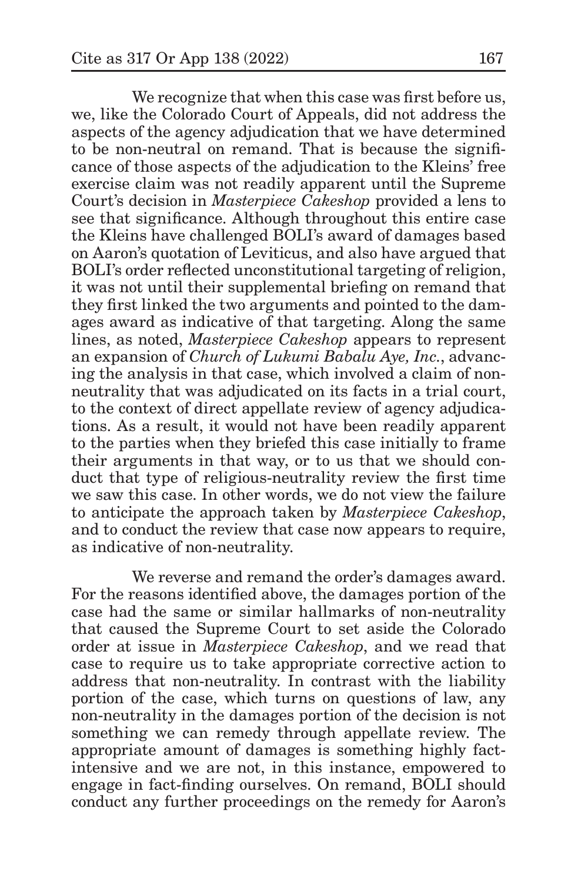We recognize that when this case was first before us, we, like the Colorado Court of Appeals, did not address the aspects of the agency adjudication that we have determined to be non-neutral on remand. That is because the significance of those aspects of the adjudication to the Kleins' free exercise claim was not readily apparent until the Supreme Court's decision in *Masterpiece Cakeshop* provided a lens to see that significance. Although throughout this entire case the Kleins have challenged BOLI's award of damages based on Aaron's quotation of Leviticus, and also have argued that BOLI's order reflected unconstitutional targeting of religion, it was not until their supplemental briefing on remand that they first linked the two arguments and pointed to the damages award as indicative of that targeting. Along the same lines, as noted, *Masterpiece Cakeshop* appears to represent an expansion of *Church of Lukumi Babalu Aye, Inc.*, advancing the analysis in that case, which involved a claim of non-neutrality that was adjudicated on its facts in a trial court, to the context of direct appellate review of agency adjudications. As a result, it would not have been readily apparent to the parties when they briefed this case initially to frame their arguments in that way, or to us that we should conduct that type of religious-neutrality review the first time we saw this case. In other words, we do not view the failure to anticipate the approach taken by *Masterpiece Cakeshop*, and to conduct the review that case now appears to require, as indicative of non-neutrality.

We reverse and remand the order's damages award. For the reasons identified above, the damages portion of the case had the same or similar hallmarks of non-neutrality that caused the Supreme Court to set aside the Colorado order at issue in *Masterpiece Cakeshop*, and we read that case to require us to take appropriate corrective action to address that non-neutrality. In contrast with the liability portion of the case, which turns on questions of law, any non-neutrality in the damages portion of the decision is not something we can remedy through appellate review. The appropriate amount of damages is something highly fact-intensive and we are not, in this instance, empowered to engage in fact-finding ourselves. On remand, BOLI should conduct any further proceedings on the remedy for Aaron's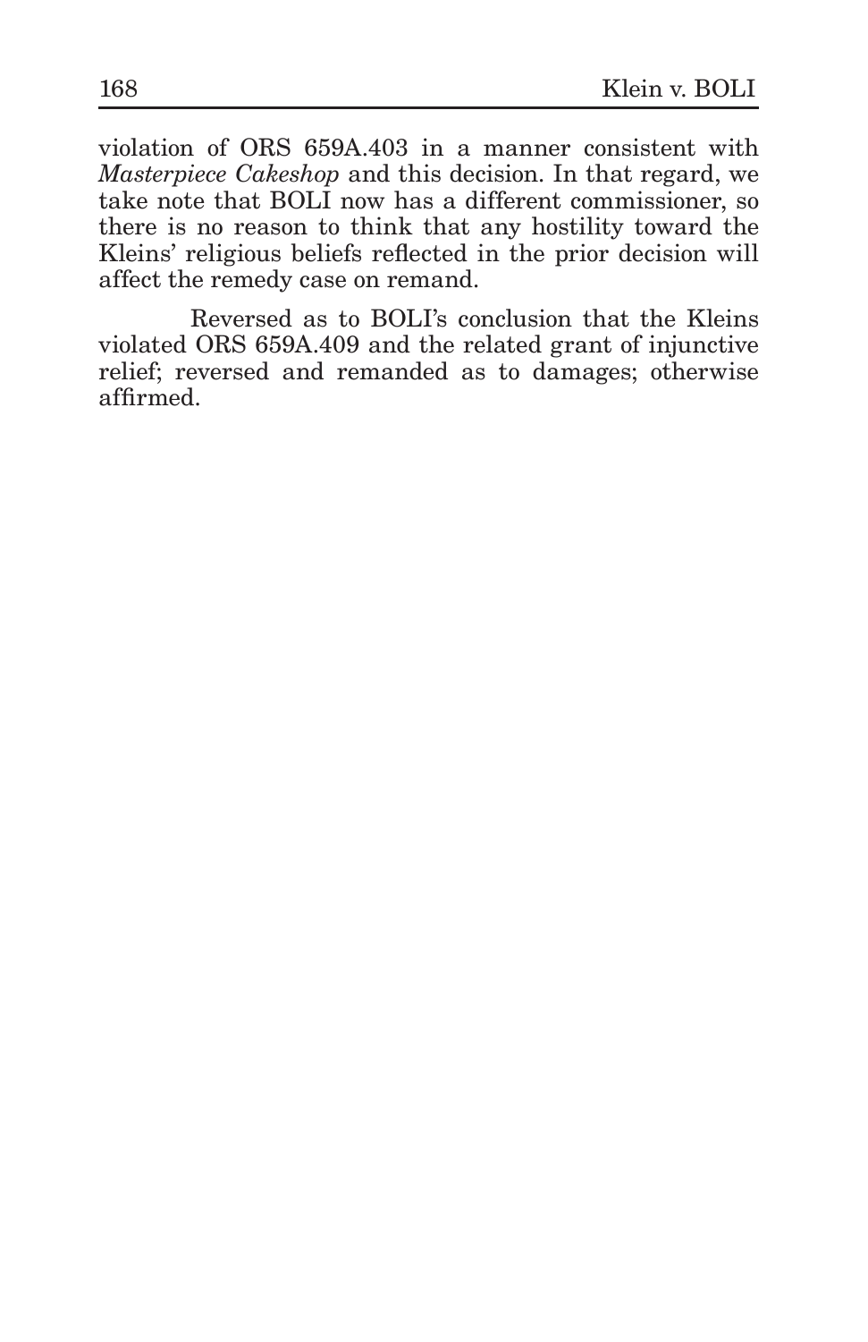violation of ORS 659A.403 in a manner consistent with *Masterpiece Cakeshop* and this decision. In that regard, we take note that BOLI now has a different commissioner, so there is no reason to think that any hostility toward the Kleins' religious beliefs reflected in the prior decision will affect the remedy case on remand.

Reversed as to BOLI's conclusion that the Kleins violated ORS 659A.409 and the related grant of injunctive relief; reversed and remanded as to damages; otherwise affirmed.